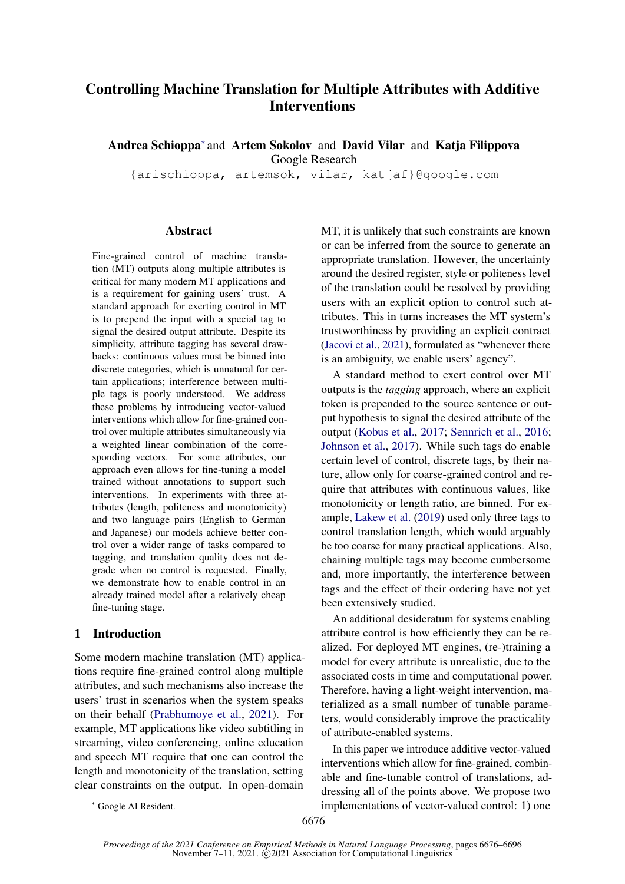# Controlling Machine Translation for Multiple Attributes with Additive Interventions

**Andrea Schioppa**[*] and **Artem Sokolov** and **David Vilar** and **Katja Filippova**
Google Research
{arischioppa, artemsok, vilar, katjaf}@google.com

## Abstract

Fine-grained control of machine translation (MT) outputs along multiple attributes is critical for many modern MT applications and is a requirement for gaining users' trust. A standard approach for exerting control in MT is to prepend the input with a special tag to signal the desired output attribute. Despite its simplicity, attribute tagging has several drawbacks: continuous values must be binned into discrete categories, which is unnatural for certain applications; interference between multiple tags is poorly understood. We address these problems by introducing vector-valued interventions which allow for fine-grained control over multiple attributes simultaneously via a weighted linear combination of the corresponding vectors. For some attributes, our approach even allows for fine-tuning a model trained without annotations to support such interventions. In experiments with three attributes (length, politeness and monotonicity) and two language pairs (English to German and Japanese) our models achieve better control over a wider range of tasks compared to tagging, and translation quality does not degrade when no control is requested. Finally, we demonstrate how to enable control in an already trained model after a relatively cheap fine-tuning stage.

## 1 Introduction

Some modern machine translation (MT) applications require fine-grained control along multiple attributes, and such mechanisms also increase the users' trust in scenarios when the system speaks on their behalf (Prabhumoye et al., 2021). For example, MT applications like video subtitling in streaming, video conferencing, online education and speech MT require that one can control the length and monotonicity of the translation, setting clear constraints on the output. In open-domain MT, it is unlikely that such constraints are known or can be inferred from the source to generate an appropriate translation. However, the uncertainty around the desired register, style or politeness level of the translation could be resolved by providing users with an explicit option to control such attributes. This in turns increases the MT system's trustworthiness by providing an explicit contract (Jacovi et al., 2021), formulated as "whenever there is an ambiguity, we enable users' agency".

A standard method to exert control over MT outputs is the *tagging* approach, where an explicit token is prepended to the source sentence or output hypothesis to signal the desired attribute of the output (Kobus et al., 2017; Sennrich et al., 2016; Johnson et al., 2017). While such tags do enable certain level of control, discrete tags, by their nature, allow only for coarse-grained control and require that attributes with continuous values, like monotonicity or length ratio, are binned. For example, Lakew et al. (2019) used only three tags to control translation length, which would arguably be too coarse for many practical applications. Also, chaining multiple tags may become cumbersome and, more importantly, the interference between tags and the effect of their ordering have not yet been extensively studied.

An additional desideratum for systems enabling attribute control is how efficiently they can be realized. For deployed MT engines, (re-)training a model for every attribute is unrealistic, due to the associated costs in time and computational power. Therefore, having a light-weight intervention, materialized as a small number of tunable parameters, would considerably improve the practicality of attribute-enabled systems.

In this paper we introduce additive vector-valued interventions which allow for fine-grained, combinable and fine-tunable control of translations, addressing all of the points above. We propose two implementations of vector-valued control: 1) one

[*] Google AI Resident.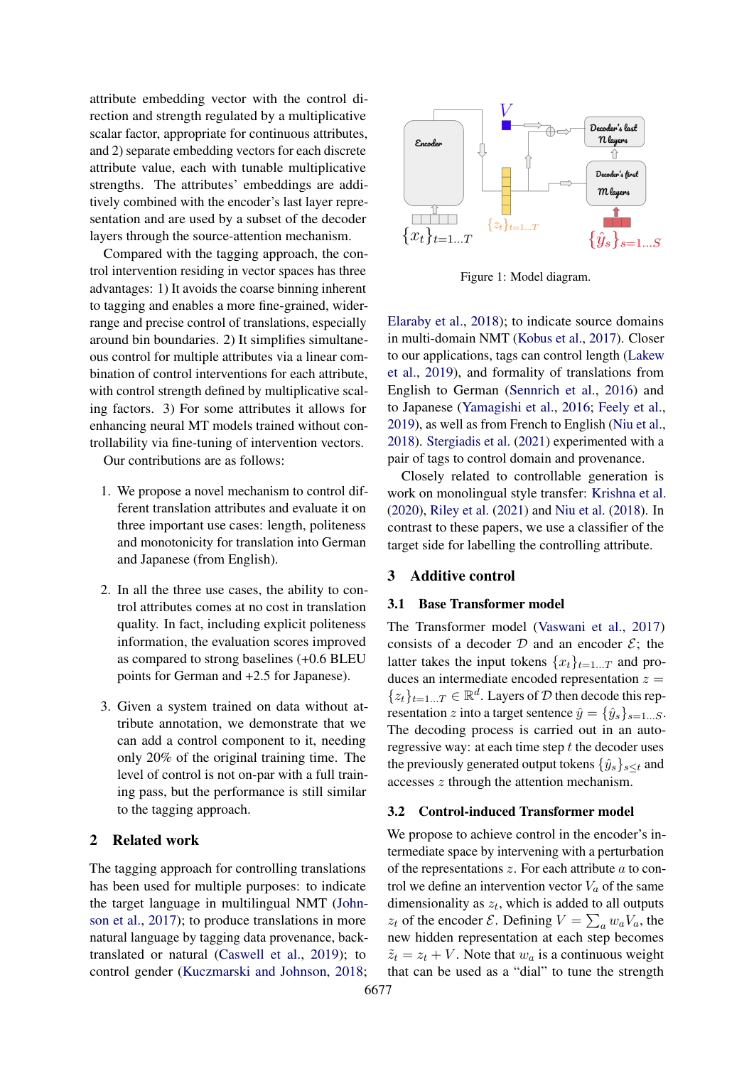attribute embedding vector with the control direction and strength regulated by a multiplicative scalar factor, appropriate for continuous attributes, and 2) separate embedding vectors for each discrete attribute value, each with tunable multiplicative strengths. The attributes' embeddings are additively combined with the encoder's last layer representation and are used by a subset of the decoder layers through the source-attention mechanism.

Compared with the tagging approach, the control intervention residing in vector spaces has three advantages: 1) It avoids the coarse binning inherent to tagging and enables a more fine-grained, wider-range and precise control of translations, especially around bin boundaries. 2) It simplifies simultaneous control for multiple attributes via a linear combination of control interventions for each attribute, with control strength defined by multiplicative scaling factors. 3) For some attributes it allows for enhancing neural MT models trained without controllability via fine-tuning of intervention vectors.

Our contributions are as follows:

1. We propose a novel mechanism to control different translation attributes and evaluate it on three important use cases: length, politeness and monotonicity for translation into German and Japanese (from English).
2. In all the three use cases, the ability to control attributes comes at no cost in translation quality. In fact, including explicit politeness information, the evaluation scores improved as compared to strong baselines (+0.6 BLEU points for German and +2.5 for Japanese).
3. Given a system trained on data without attribute annotation, we demonstrate that we can add a control component to it, needing only 20% of the original training time. The level of control is not on-par with a full training pass, but the performance is still similar to the tagging approach.

## 2 Related work

The tagging approach for controlling translations has been used for multiple purposes: to indicate the target language in multilingual NMT (Johnson et al., 2017); to produce translations in more natural language by tagging data provenance, back-translated or natural (Caswell et al., 2019); to control gender (Kuczmarski and Johnson, 2018; Elaraby et al., 2018); to indicate source domains in multi-domain NMT (Kobus et al., 2017). Closer to our applications, tags can control length (Lakew et al., 2019), and formality of translations from English to German (Sennrich et al., 2016) and to Japanese (Yamagishi et al., 2016; Feely et al., 2019), as well as from French to English (Niu et al., 2018). Stergiadis et al. (2021) experimented with a pair of tags to control domain and provenance.

Closely related to controllable generation is work on monolingual style transfer: Krishna et al. (2020), Riley et al. (2021) and Niu et al. (2018). In contrast to these papers, we use a classifier of the target side for labelling the controlling attribute.

Figure 1: Model diagram.

## 3 Additive control

### 3.1 Base Transformer model

The Transformer model (Vaswani et al., 2017) consists of a decoder $\mathcal{D}$ and an encoder $\mathcal{E}$; the latter takes the input tokens $\{x_t\}_{t=1...T}$ and produces an intermediate encoded representation $z = \{z_t\}_{t=1...T} \in \mathbb{R}^d$. Layers of $\mathcal{D}$ then decode this representation $z$ into a target sentence $\hat{y} = \{\hat{y}_s\}_{s=1...S}$. The decoding process is carried out in an auto-regressive way: at each time step $t$ the decoder uses the previously generated output tokens $\{\hat{y}_s\}_{s \leq t}$ and accesses $z$ through the attention mechanism.

### 3.2 Control-induced Transformer model

We propose to achieve control in the encoder's intermediate space by intervening with a perturbation of the representations $z$. For each attribute $a$ to control we define an intervention vector $V_a$ of the same dimensionality as $z_t$, which is added to all outputs $z_t$ of the encoder $\mathcal{E}$. Defining $V = \sum_a w_a V_a$, the new hidden representation at each step becomes $\tilde{z}_t = z_t + V$. Note that $w_a$ is a continuous weight that can be used as a "dial" to tune the strength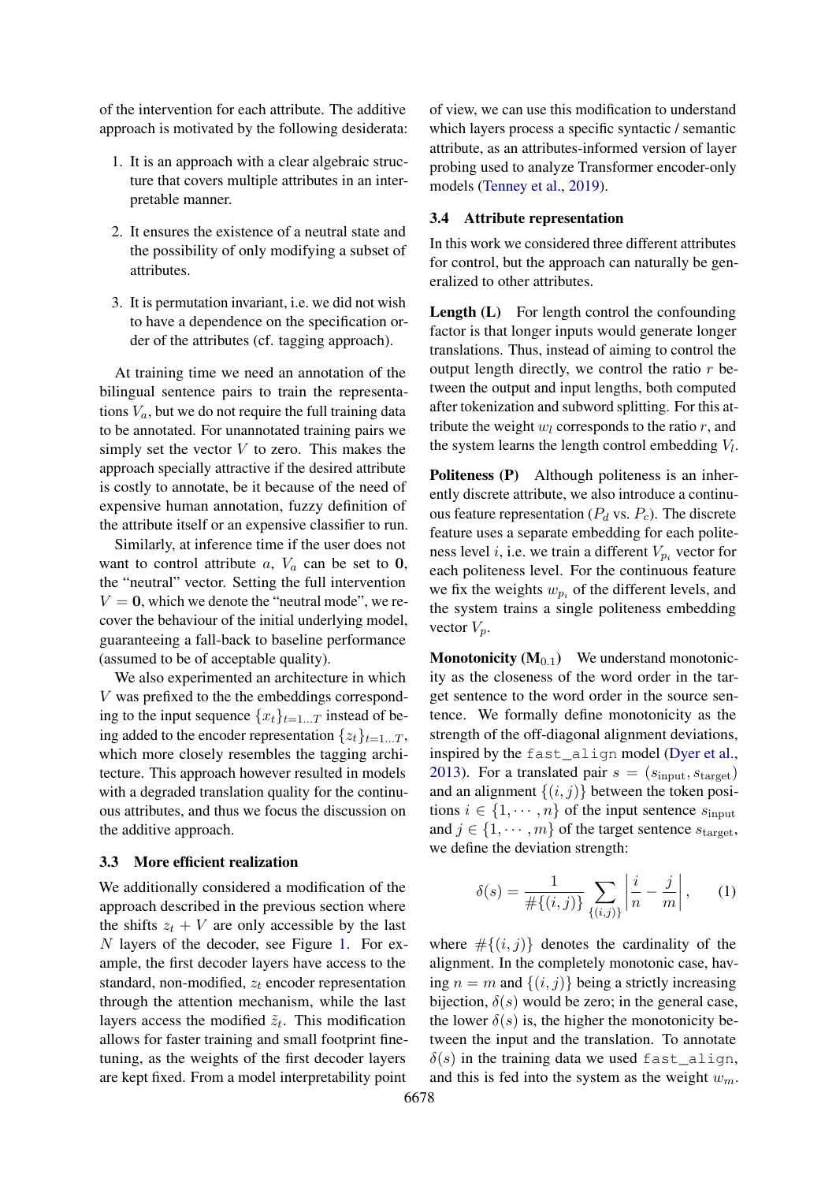of the intervention for each attribute. The additive approach is motivated by the following desiderata:

1. It is an approach with a clear algebraic structure that covers multiple attributes in an interpretable manner.
2. It ensures the existence of a neutral state and the possibility of only modifying a subset of attributes.
3. It is permutation invariant, i.e. we did not wish to have a dependence on the specification order of the attributes (cf. tagging approach).

At training time we need an annotation of the bilingual sentence pairs to train the representations $V_a$, but we do not require the full training data to be annotated. For unannotated training pairs we simply set the vector $V$ to zero. This makes the approach specially attractive if the desired attribute is costly to annotate, be it because of the need of expensive human annotation, fuzzy definition of the attribute itself or an expensive classifier to run.

Similarly, at inference time if the user does not want to control attribute $a$, $V_a$ can be set to $\mathbf{0}$, the "neutral" vector. Setting the full intervention $V = \mathbf{0}$, which we denote the "neutral mode", we recover the behaviour of the initial underlying model, guaranteeing a fall-back to baseline performance (assumed to be of acceptable quality).

We also experimented an architecture in which $V$ was prefixed to the the embeddings corresponding to the input sequence $\{x_t\}_{t=1\ldots T}$ instead of being added to the encoder representation $\{z_t\}_{t=1\ldots T}$, which more closely resembles the tagging architecture. This approach however resulted in models with a degraded translation quality for the continuous attributes, and thus we focus the discussion on the additive approach.

### 3.3 More efficient realization

We additionally considered a modification of the approach described in the previous section where the shifts $z_t + V$ are only accessible by the last $N$ layers of the decoder, see Figure 1. For example, the first decoder layers have access to the standard, non-modified, $z_t$ encoder representation through the attention mechanism, while the last layers access the modified $\tilde{z}_t$. This modification allows for faster training and small footprint finetuning, as the weights of the first decoder layers are kept fixed. From a model interpretability point of view, we can use this modification to understand which layers process a specific syntactic / semantic attribute, as an attributes-informed version of layer probing used to analyze Transformer encoder-only models (Tenney et al., 2019).

### 3.4 Attribute representation

In this work we considered three different attributes for control, but the approach can naturally be generalized to other attributes.

**Length (L)** For length control the confounding factor is that longer inputs would generate longer translations. Thus, instead of aiming to control the output length directly, we control the ratio $r$ between the output and input lengths, both computed after tokenization and subword splitting. For this attribute the weight $w_l$ corresponds to the ratio $r$, and the system learns the length control embedding $V_l$.

**Politeness (P)** Although politeness is an inherently discrete attribute, we also introduce a continuous feature representation ($P_d$ vs. $P_c$). The discrete feature uses a separate embedding for each politeness level $i$, i.e. we train a different $V_{p_i}$ vector for each politeness level. For the continuous feature we fix the weights $w_{p_i}$ of the different levels, and the system trains a single politeness embedding vector $V_p$.

**Monotonicity ($\mathbf{M}_{0.1}$)** We understand monotonicity as the closeness of the word order in the target sentence to the word order in the source sentence. We formally define monotonicity as the strength of the off-diagonal alignment deviations, inspired by the `fast_align` model (Dyer et al., 2013). For a translated pair $s = (s_{\text{input}}, s_{\text{target}})$ and an alignment $\{(i, j)\}$ between the token positions $i \in \{1, \cdots, n\}$ of the input sentence $s_{\text{input}}$ and $j \in \{1, \cdots, m\}$ of the target sentence $s_{\text{target}}$, we define the deviation strength:

$$\delta(s) = \frac{1}{\#\{(i,j)\}} \sum_{\{(i,j)\}} \left| \frac{i}{n} - \frac{j}{m} \right|, \qquad (1)$$

where $\#\{(i,j)\}$ denotes the cardinality of the alignment. In the completely monotonic case, having $n = m$ and $\{(i, j)\}$ being a strictly increasing bijection, $\delta(s)$ would be zero; in the general case, the lower $\delta(s)$ is, the higher the monotonicity between the input and the translation. To annotate $\delta(s)$ in the training data we used `fast_align`, and this is fed into the system as the weight $w_m$.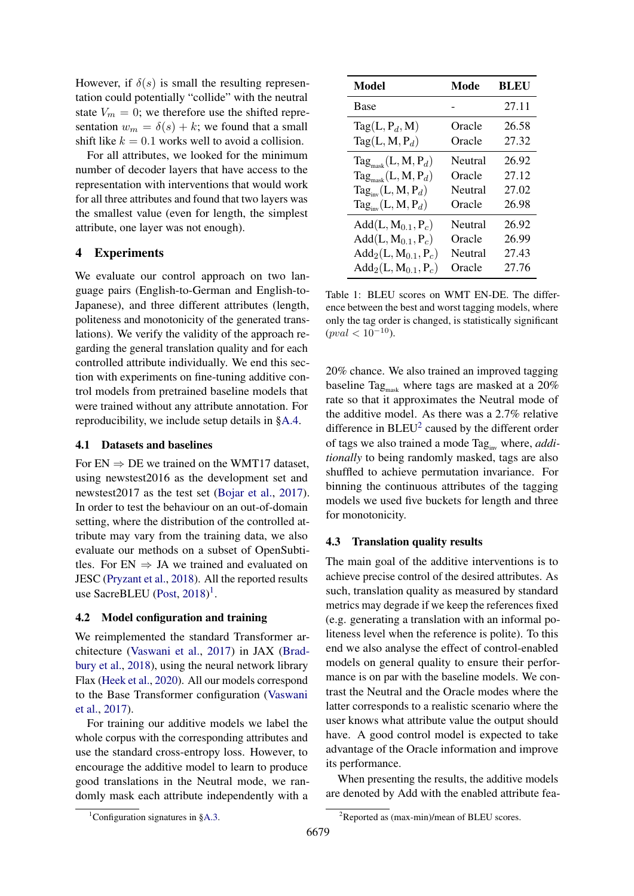However, if $\delta(s)$ is small the resulting representation could potentially "collide" with the neutral state $V_m = 0$; we therefore use the shifted representation $w_m = \delta(s) + k$; we found that a small shift like $k = 0.1$ works well to avoid a collision.

For all attributes, we looked for the minimum number of decoder layers that have access to the representation with interventions that would work for all three attributes and found that two layers was the smallest value (even for length, the simplest attribute, one layer was not enough).

## 4 Experiments

We evaluate our control approach on two language pairs (English-to-German and English-to-Japanese), and three different attributes (length, politeness and monotonicity of the generated translations). We verify the validity of the approach regarding the general translation quality and for each controlled attribute individually. We end this section with experiments on fine-tuning additive control models from pretrained baseline models that were trained without any attribute annotation. For reproducibility, we include setup details in §A.4.

### 4.1 Datasets and baselines

For EN ⇒ DE we trained on the WMT17 dataset, using newstest2016 as the development set and newstest2017 as the test set (Bojar et al., 2017). In order to test the behaviour on an out-of-domain setting, where the distribution of the controlled attribute may vary from the training data, we also evaluate our methods on a subset of OpenSubtitles. For EN ⇒ JA we trained and evaluated on JESC (Pryzant et al., 2018). All the reported results use SacreBLEU (Post, 2018)[1].

### 4.2 Model configuration and training

We reimplemented the standard Transformer architecture (Vaswani et al., 2017) in JAX (Bradbury et al., 2018), using the neural network library Flax (Heek et al., 2020). All our models correspond to the Base Transformer configuration (Vaswani et al., 2017).

For training our additive models we label the whole corpus with the corresponding attributes and use the standard cross-entropy loss. However, to encourage the additive model to learn to produce good translations in the Neutral mode, we randomly mask each attribute independently with a 20% chance. We also trained an improved tagging baseline $\text{Tag}_{\text{mask}}$ where tags are masked at a 20% rate so that it approximates the Neutral mode of the additive model. As there was a 2.7% relative difference in BLEU[2] caused by the different order of tags we also trained a mode $\text{Tag}_{\text{inv}}$ where, *additionally* to being randomly masked, tags are also shuffled to achieve permutation invariance. For binning the continuous attributes of the tagging models we used five buckets for length and three for monotonicity.

| Model | Mode | BLEU |
|---|---|---|
| Base | - | 27.11 |
| $\text{Tag}(\text{L}, \text{P}_d, \text{M})$ | Oracle | 26.58 |
| $\text{Tag}(\text{L}, \text{M}, \text{P}_d)$ | Oracle | 27.32 |
| $\text{Tag}_{\text{mask}}(\text{L}, \text{M}, \text{P}_d)$ | Neutral | 26.92 |
| $\text{Tag}_{\text{mask}}(\text{L}, \text{M}, \text{P}_d)$ | Oracle | 27.12 |
| $\text{Tag}_{\text{inv}}(\text{L}, \text{M}, \text{P}_d)$ | Neutral | 27.02 |
| $\text{Tag}_{\text{inv}}(\text{L}, \text{M}, \text{P}_d)$ | Oracle | 26.98 |
| $\text{Add}(\text{L}, \text{M}_{0.1}, \text{P}_c)$ | Neutral | 26.92 |
| $\text{Add}(\text{L}, \text{M}_{0.1}, \text{P}_c)$ | Oracle | 26.99 |
| $\text{Add}_2(\text{L}, \text{M}_{0.1}, \text{P}_c)$ | Neutral | 27.43 |
| $\text{Add}_2(\text{L}, \text{M}_{0.1}, \text{P}_c)$ | Oracle | 27.76 |

Table 1: BLEU scores on WMT EN-DE. The difference between the best and worst tagging models, where only the tag order is changed, is statistically significant ($pval < 10^{-10}$).

### 4.3 Translation quality results

The main goal of the additive interventions is to achieve precise control of the desired attributes. As such, translation quality as measured by standard metrics may degrade if we keep the references fixed (e.g. generating a translation with an informal politeness level when the reference is polite). To this end we also analyse the effect of control-enabled models on general quality to ensure their performance is on par with the baseline models. We contrast the Neutral and the Oracle modes where the latter corresponds to a realistic scenario where the user knows what attribute value the output should have. A good control model is expected to take advantage of the Oracle information and improve its performance.

When presenting the results, the additive models are denoted by Add with the enabled attribute fea-

[1] Configuration signatures in §A.3.

[2] Reported as (max-min)/mean of BLEU scores.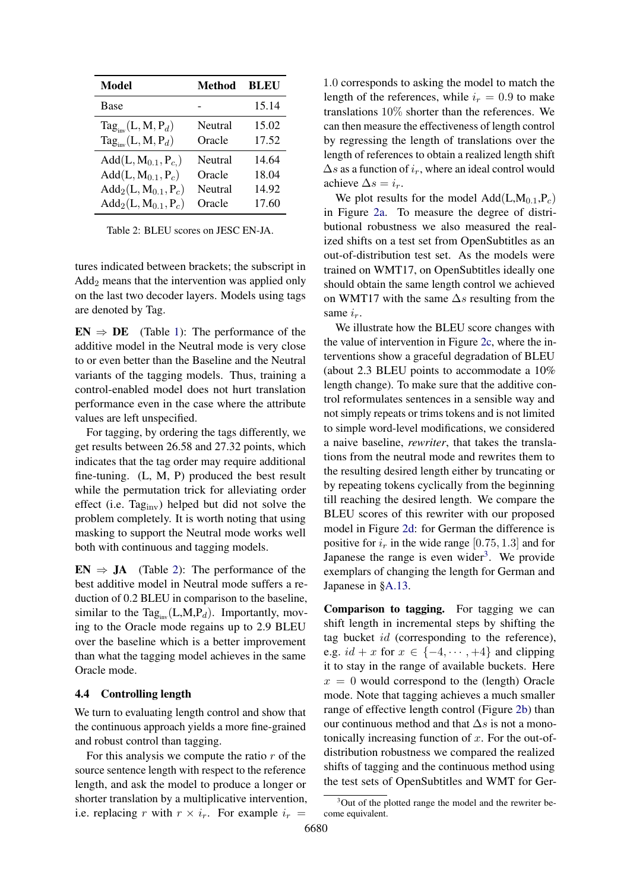| Model | Method | BLEU |
|---|---|---|
| Base | - | 15.14 |
| $\text{Tag}_{\text{inv}}(\text{L}, \text{M}, \text{P}_d)$ | Neutral | 15.02 |
| $\text{Tag}_{\text{inv}}(\text{L}, \text{M}, \text{P}_d)$ | Oracle | 17.52 |
| $\text{Add}(\text{L}, \text{M}_{0.1}, \text{P}_{c,})$ | Neutral | 14.64 |
| $\text{Add}(\text{L}, \text{M}_{0.1}, \text{P}_c)$ | Oracle | 18.04 |
| $\text{Add}_2(\text{L}, \text{M}_{0.1}, \text{P}_c)$ | Neutral | 14.92 |
| $\text{Add}_2(\text{L}, \text{M}_{0.1}, \text{P}_c)$ | Oracle | 17.60 |

Table 2: BLEU scores on JESC EN-JA.

tures indicated between brackets; the subscript in $\text{Add}_2$ means that the intervention was applied only on the last two decoder layers. Models using tags are denoted by Tag.

**EN $\Rightarrow$ DE** (Table 1): The performance of the additive model in the Neutral mode is very close to or even better than the Baseline and the Neutral variants of the tagging models. Thus, training a control-enabled model does not hurt translation performance even in the case where the attribute values are left unspecified.

For tagging, by ordering the tags differently, we get results between 26.58 and 27.32 points, which indicates that the tag order may require additional fine-tuning. (L, M, P) produced the best result while the permutation trick for alleviating order effect (i.e. $\text{Tag}_{\text{inv}}$) helped but did not solve the problem completely. It is worth noting that using masking to support the Neutral mode works well both with continuous and tagging models.

**EN $\Rightarrow$ JA** (Table 2): The performance of the best additive model in Neutral mode suffers a reduction of 0.2 BLEU in comparison to the baseline, similar to the $\text{Tag}_{\text{inv}}(\text{L,M,P}_d)$. Importantly, moving to the Oracle mode regains up to 2.9 BLEU over the baseline which is a better improvement than what the tagging model achieves in the same Oracle mode.

### 4.4 Controlling length

We turn to evaluating length control and show that the continuous approach yields a more fine-grained and robust control than tagging.

For this analysis we compute the ratio $r$ of the source sentence length with respect to the reference length, and ask the model to produce a longer or shorter translation by a multiplicative intervention, i.e. replacing $r$ with $r \times i_r$. For example $i_r = 1.0$ corresponds to asking the model to match the length of the references, while $i_r = 0.9$ to make translations 10% shorter than the references. We can then measure the effectiveness of length control by regressing the length of translations over the length of references to obtain a realized length shift $\Delta s$ as a function of $i_r$, where an ideal control would achieve $\Delta s = i_r$.

We plot results for the model $\text{Add}(\text{L,M}_{0.1}\text{,P}_c)$ in Figure 2a. To measure the degree of distributional robustness we also measured the realized shifts on a test set from OpenSubtitles as an out-of-distribution test set. As the models were trained on WMT17, on OpenSubtitles ideally one should obtain the same length control we achieved on WMT17 with the same $\Delta s$ resulting from the same $i_r$.

We illustrate how the BLEU score changes with the value of intervention in Figure 2c, where the interventions show a graceful degradation of BLEU (about 2.3 BLEU points to accommodate a 10% length change). To make sure that the additive control reformulates sentences in a sensible way and not simply repeats or trims tokens and is not limited to simple word-level modifications, we considered a naive baseline, *rewriter*, that takes the translations from the neutral mode and rewrites them to the resulting desired length either by truncating or by repeating tokens cyclically from the beginning till reaching the desired length. We compare the BLEU scores of this rewriter with our proposed model in Figure 2d: for German the difference is positive for $i_r$ in the wide range $[0.75, 1.3]$ and for Japanese the range is even wider[3]. We provide exemplars of changing the length for German and Japanese in §A.13.

**Comparison to tagging.** For tagging we can shift length in incremental steps by shifting the tag bucket $id$ (corresponding to the reference), e.g. $id + x$ for $x \in \{-4, \cdots, +4\}$ and clipping it to stay in the range of available buckets. Here $x = 0$ would correspond to the (length) Oracle mode. Note that tagging achieves a much smaller range of effective length control (Figure 2b) than our continuous method and that $\Delta s$ is not a monotonically increasing function of $x$. For the out-of-distribution robustness we compared the realized shifts of tagging and the continuous method using the test sets of OpenSubtitles and WMT for Ger-

[3] Out of the plotted range the model and the rewriter become equivalent.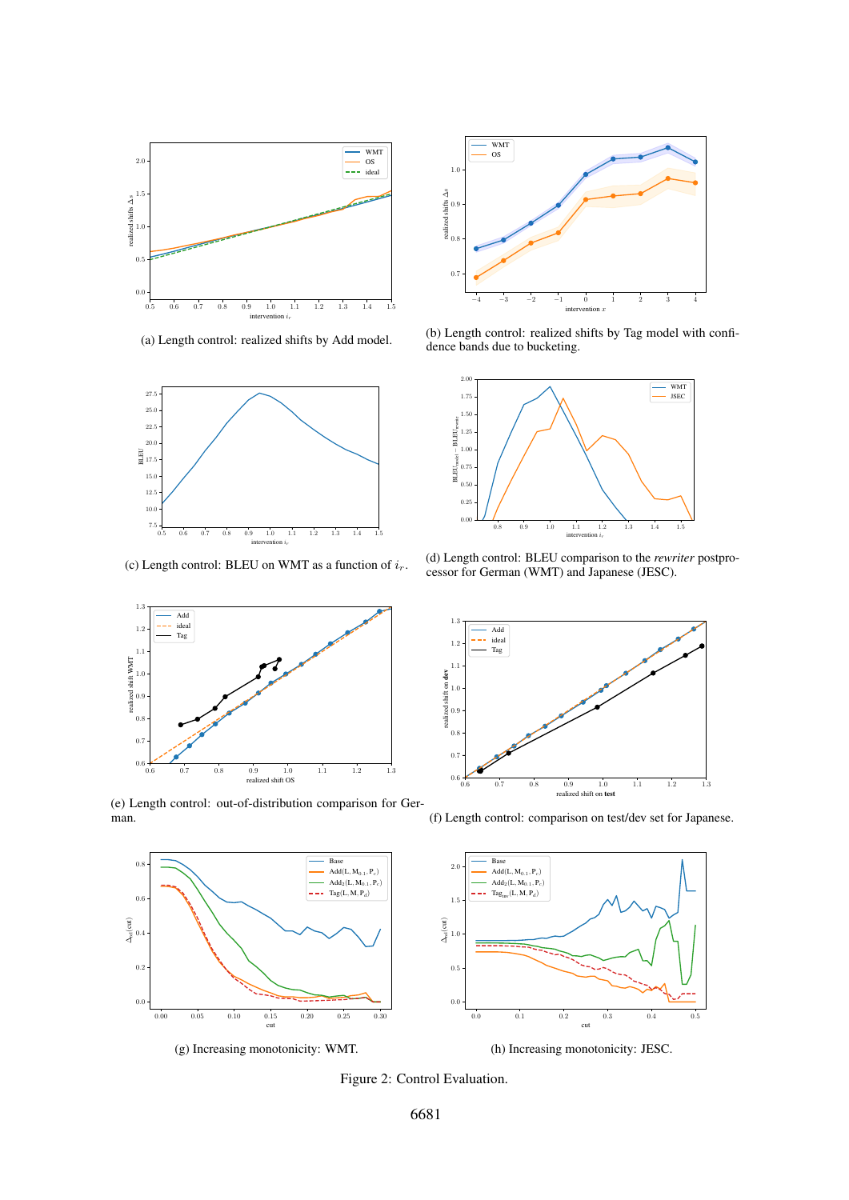(a) Length control: realized shifts by Add model.

(b) Length control: realized shifts by Tag model with confidence bands due to bucketing.

(c) Length control: BLEU on WMT as a function of $i_r$.

(d) Length control: BLEU comparison to the *rewriter* postprocessor for German (WMT) and Japanese (JESC).

(e) Length control: out-of-distribution comparison for German.

(f) Length control: comparison on test/dev set for Japanese.

(g) Increasing monotonicity: WMT.

(h) Increasing monotonicity: JESC.

Figure 2: Control Evaluation.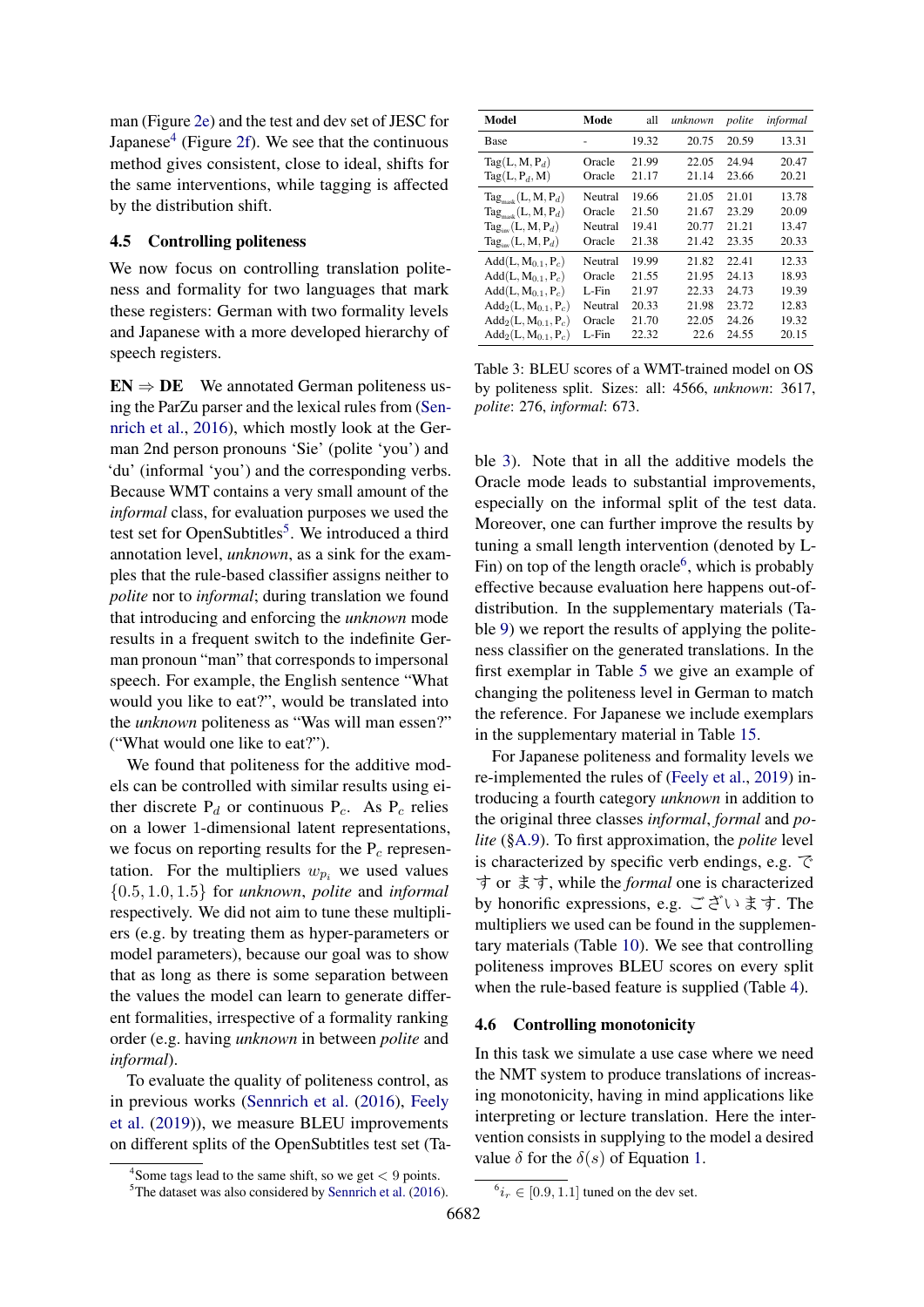man (Figure 2e) and the test and dev set of JESC for Japanese[4] (Figure 2f). We see that the continuous method gives consistent, close to ideal, shifts for the same interventions, while tagging is affected by the distribution shift.

### 4.5 Controlling politeness

We now focus on controlling translation politeness and formality for two languages that mark these registers: German with two formality levels and Japanese with a more developed hierarchy of speech registers.

**EN ⇒ DE** We annotated German politeness using the ParZu parser and the lexical rules from (Sennrich et al., 2016), which mostly look at the German 2nd person pronouns 'Sie' (polite 'you') and 'du' (informal 'you') and the corresponding verbs. Because WMT contains a very small amount of the *informal* class, for evaluation purposes we used the test set for OpenSubtitles[5]. We introduced a third annotation level, *unknown*, as a sink for the examples that the rule-based classifier assigns neither to *polite* nor to *informal*; during translation we found that introducing and enforcing the *unknown* mode results in a frequent switch to the indefinite German pronoun "man" that corresponds to impersonal speech. For example, the English sentence "What would you like to eat?", would be translated into the *unknown* politeness as "Was will man essen?" ("What would one like to eat?").

We found that politeness for the additive models can be controlled with similar results using either discrete $P_d$ or continuous $P_c$. As $P_c$ relies on a lower 1-dimensional latent representations, we focus on reporting results for the $P_c$ representation. For the multipliers $w_{p_i}$ we used values $\{0.5, 1.0, 1.5\}$ for *unknown*, *polite* and *informal* respectively. We did not aim to tune these multipliers (e.g. by treating them as hyper-parameters or model parameters), because our goal was to show that as long as there is some separation between the values the model can learn to generate different formalities, irrespective of a formality ranking order (e.g. having *unknown* in between *polite* and *informal*).

To evaluate the quality of politeness control, as in previous works (Sennrich et al. (2016), Feely et al. (2019)), we measure BLEU improvements on different splits of the OpenSubtitles test set (Table 3). Note that in all the additive models the Oracle mode leads to substantial improvements, especially on the informal split of the test data. Moreover, one can further improve the results by tuning a small length intervention (denoted by L-Fin) on top of the length oracle[6], which is probably effective because evaluation here happens out-of-distribution. In the supplementary materials (Table 9) we report the results of applying the politeness classifier on the generated translations. In the first exemplar in Table 5 we give an example of changing the politeness level in German to match the reference. For Japanese we include exemplars in the supplementary material in Table 15.

| Model | Mode | all | *unknown* | *polite* | *informal* |
|---|---|---|---|---|---|
| Base | - | 19.32 | 20.75 | 20.59 | 13.31 |
| Tag(L, M, $P_d$) | Oracle | 21.99 | 22.05 | 24.94 | 20.47 |
| Tag(L, $P_d$, M) | Oracle | 21.17 | 21.14 | 23.66 | 20.21 |
| $\text{Tag}_{\text{mask}}$(L, M, $P_d$) | Neutral | 19.66 | 21.05 | 21.01 | 13.78 |
| $\text{Tag}_{\text{mask}}$(L, M, $P_d$) | Oracle | 21.50 | 21.67 | 23.29 | 20.09 |
| $\text{Tag}_{\text{aw}}$(L, M, $P_d$) | Neutral | 19.41 | 20.77 | 21.21 | 13.47 |
| $\text{Tag}_{\text{aw}}$(L, M, $P_d$) | Oracle | 21.38 | 21.42 | 23.35 | 20.33 |
| Add(L, $M_{0.1}$, $P_c$) | Neutral | 19.99 | 21.82 | 22.41 | 12.33 |
| Add(L, $M_{0.1}$, $P_c$) | Oracle | 21.55 | 21.95 | 24.13 | 18.93 |
| Add(L, $M_{0.1}$, $P_c$) | L-Fin | 21.97 | 22.33 | 24.73 | 19.39 |
| $\text{Add}_2$(L, $M_{0.1}$, $P_c$) | Neutral | 20.33 | 21.98 | 23.72 | 12.83 |
| $\text{Add}_2$(L, $M_{0.1}$, $P_c$) | Oracle | 21.70 | 22.05 | 24.26 | 19.32 |
| $\text{Add}_2$(L, $M_{0.1}$, $P_c$) | L-Fin | 22.32 | 22.6 | 24.55 | 20.15 |

Table 3: BLEU scores of a WMT-trained model on OS by politeness split. Sizes: all: 4566, *unknown*: 3617, *polite*: 276, *informal*: 673.

For Japanese politeness and formality levels we re-implemented the rules of (Feely et al., 2019) introducing a fourth category *unknown* in addition to the original three classes *informal*, *formal* and *polite* (§A.9). To first approximation, the *polite* level is characterized by specific verb endings, e.g. です or ます, while the *formal* one is characterized by honorific expressions, e.g. ございます. The multipliers we used can be found in the supplementary materials (Table 10). We see that controlling politeness improves BLEU scores on every split when the rule-based feature is supplied (Table 4).

### 4.6 Controlling monotonicity

In this task we simulate a use case where we need the NMT system to produce translations of increasing monotonicity, having in mind applications like interpreting or lecture translation. Here the intervention consists in supplying to the model a desired value $\delta$ for the $\delta(s)$ of Equation 1.

[4] Some tags lead to the same shift, so we get < 9 points.

[5] The dataset was also considered by Sennrich et al. (2016).

[6] $i_r \in [0.9, 1.1]$ tuned on the dev set.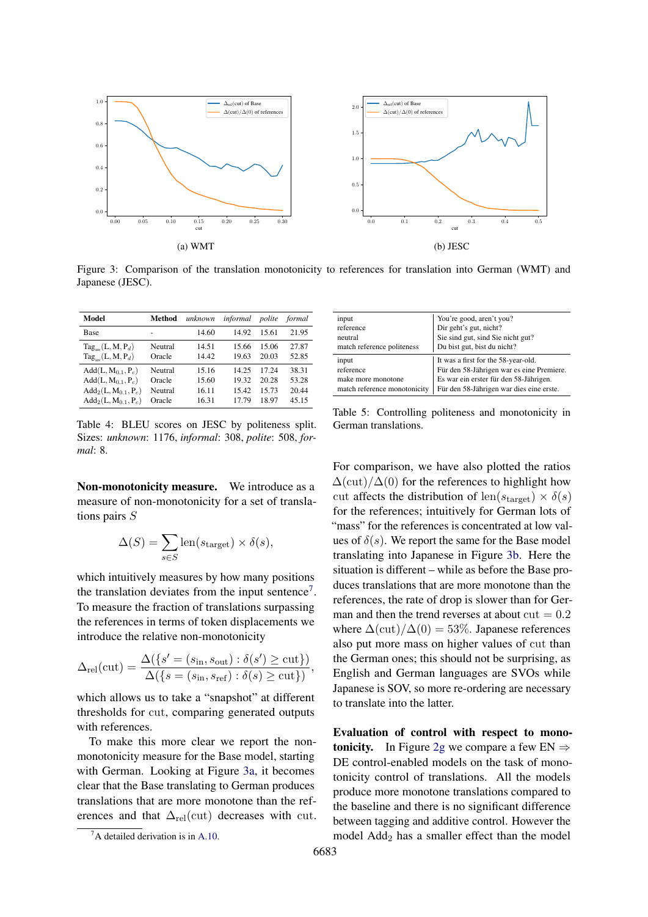(a) WMT

(b) JESC

Figure 3: Comparison of the translation monotonicity to references for translation into German (WMT) and Japanese (JESC).

| Model | Method | *unknown* | *informal* | *polite* | *formal* |
|---|---|---|---|---|---|
| Base | - | 14.60 | 14.92 | 15.61 | 21.95 |
| $\text{Tag}_{\text{inv}}(\text{L}, \text{M}, \text{P}_d)$ | Neutral | 14.51 | 15.66 | 15.06 | 27.87 |
| $\text{Tag}_{\text{inv}}(\text{L}, \text{M}, \text{P}_d)$ | Oracle | 14.42 | 19.63 | 20.03 | 52.85 |
| $\text{Add}(\text{L}, \text{M}_{0.1}, \text{P}_c)$ | Neutral | 15.16 | 14.25 | 17.24 | 38.31 |
| $\text{Add}(\text{L}, \text{M}_{0.1}, \text{P}_c)$ | Oracle | 15.60 | 19.32 | 20.28 | 53.28 |
| $\text{Add}_2(\text{L}, \text{M}_{0.1}, \text{P}_c)$ | Neutral | 16.11 | 15.42 | 15.73 | 20.44 |
| $\text{Add}_2(\text{L}, \text{M}_{0.1}, \text{P}_c)$ | Oracle | 16.31 | 17.79 | 18.97 | 45.15 |

Table 4: BLEU scores on JESC by politeness split. Sizes: *unknown*: 1176, *informal*: 308, *polite*: 508, *formal*: 8.

| | |
|---|---|
| input | You're good, aren't you? |
| reference | Dir geht's gut, nicht? |
| neutral | Sie sind gut, sind Sie nicht gut? |
| match reference politeness | Du bist gut, bist du nicht? |
| input | It was a first for the 58-year-old. |
| reference | Für den 58-Jährigen war es eine Premiere. |
| make more monotone | Es war ein erster für den 58-Jährigen. |
| match reference monotonicity | Für den 58-Jährigen war dies eine erste. |

Table 5: Controlling politeness and monotonicity in German translations.

**Non-monotonicity measure.** We introduce as a measure of non-monotonicity for a set of translations pairs $S$

$$\Delta(S) = \sum_{s \in S} \text{len}(s_{\text{target}}) \times \delta(s),$$

which intuitively measures by how many positions the translation deviates from the input sentence[7]. To measure the fraction of translations surpassing the references in terms of token displacements we introduce the relative non-monotonicity

$$\Delta_{\text{rel}}(\text{cut}) = \frac{\Delta(\{s' = (s_{\text{in}}, s_{\text{out}}) : \delta(s') \geq \text{cut}\})}{\Delta(\{s = (s_{\text{in}}, s_{\text{ref}}) : \delta(s) \geq \text{cut}\})},$$

which allows us to take a "snapshot" at different thresholds for cut, comparing generated outputs with references.

To make this more clear we report the non-monotonicity measure for the Base model, starting with German. Looking at Figure 3a, it becomes clear that the Base translating to German produces translations that are more monotone than the references and that $\Delta_{\text{rel}}(\text{cut})$ decreases with cut.

[7] A detailed derivation is in A.10.

For comparison, we have also plotted the ratios $\Delta(\text{cut})/\Delta(0)$ for the references to highlight how cut affects the distribution of $\text{len}(s_{\text{target}}) \times \delta(s)$ for the references; intuitively for German lots of "mass" for the references is concentrated at low values of $\delta(s)$. We report the same for the Base model translating into Japanese in Figure 3b. Here the situation is different – while as before the Base produces translations that are more monotone than the references, the rate of drop is slower than for German and then the trend reverses at about $\text{cut} = 0.2$ where $\Delta(\text{cut})/\Delta(0) = 53\%$. Japanese references also put more mass on higher values of cut than the German ones; this should not be surprising, as English and German languages are SVOs while Japanese is SOV, so more re-ordering are necessary to translate into the latter.

**Evaluation of control with respect to monotonicity.** In Figure 2g we compare a few EN ⇒ DE control-enabled models on the task of monotonicity control of translations. All the models produce more monotone translations compared to the baseline and there is no significant difference between tagging and additive control. However the model $\text{Add}_2$ has a smaller effect than the model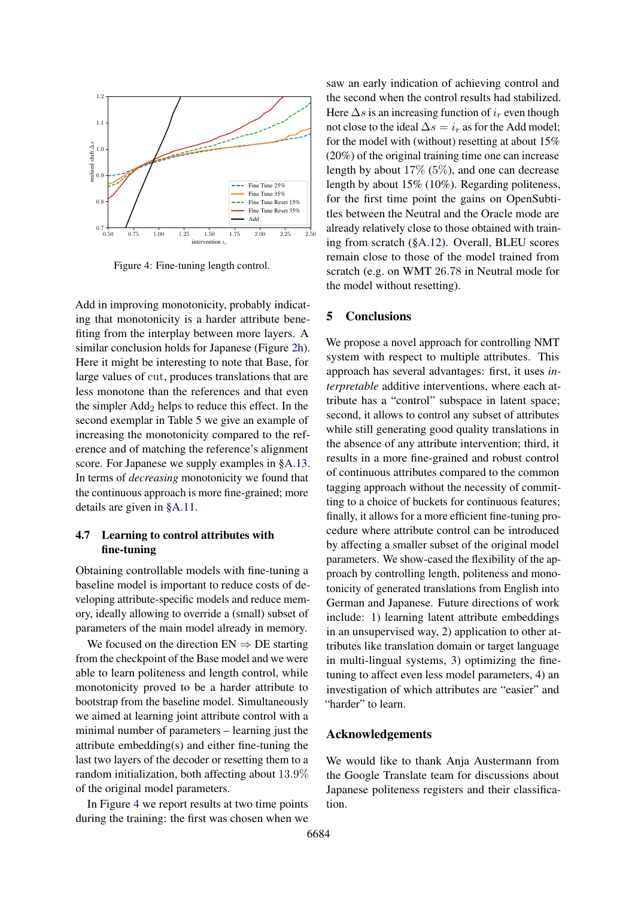Figure 4: Fine-tuning length control.

Add in improving monotonicity, probably indicating that monotonicity is a harder attribute benefiting from the interplay between more layers. A similar conclusion holds for Japanese (Figure 2h). Here it might be interesting to note that Base, for large values of cut, produces translations that are less monotone than the references and that even the simpler $\text{Add}_2$ helps to reduce this effect. In the second exemplar in Table 5 we give an example of increasing the monotonicity compared to the reference and of matching the reference's alignment score. For Japanese we supply examples in §A.13. In terms of *decreasing* monotonicity we found that the continuous approach is more fine-grained; more details are given in §A.11.

### 4.7 Learning to control attributes with fine-tuning

Obtaining controllable models with fine-tuning a baseline model is important to reduce costs of developing attribute-specific models and reduce memory, ideally allowing to override a (small) subset of parameters of the main model already in memory.

We focused on the direction EN $\Rightarrow$ DE starting from the checkpoint of the Base model and we were able to learn politeness and length control, while monotonicity proved to be a harder attribute to bootstrap from the baseline model. Simultaneously we aimed at learning joint attribute control with a minimal number of parameters – learning just the attribute embedding(s) and either fine-tuning the last two layers of the decoder or resetting them to a random initialization, both affecting about $13.9\%$ of the original model parameters.

In Figure 4 we report results at two time points during the training: the first was chosen when we saw an early indication of achieving control and the second when the control results had stabilized. Here $\Delta s$ is an increasing function of $i_r$ even though not close to the ideal $\Delta s = i_r$ as for the Add model; for the model with (without) resetting at about 15% (20%) of the original training time one can increase length by about $17\%$ $(5\%)$, and one can decrease length by about 15% (10%). Regarding politeness, for the first time point the gains on OpenSubtitles between the Neutral and the Oracle mode are already relatively close to those obtained with training from scratch (§A.12). Overall, BLEU scores remain close to the model trained from scratch (e.g. on WMT 26.78 in Neutral mode for the model without resetting).

## 5 Conclusions

We propose a novel approach for controlling NMT system with respect to multiple attributes. This approach has several advantages: first, it uses *interpretable* additive interventions, where each attribute has a "control" subspace in latent space; second, it allows to control any subset of attributes while still generating good quality translations in the absence of any attribute intervention; third, it results in a more fine-grained and robust control of continuous attributes compared to the common tagging approach without the necessity of committing to a choice of buckets for continuous features; finally, it allows for a more efficient fine-tuning procedure where attribute control can be introduced by affecting a smaller subset of the original model parameters. We show-cased the flexibility of the approach by controlling length, politeness and monotonicity of generated translations from English into German and Japanese. Future directions of work include: 1) learning latent attribute embeddings in an unsupervised way, 2) application to other attributes like translation domain or target language in multi-lingual systems, 3) optimizing the fine-tuning to affect even less model parameters, 4) an investigation of which attributes are "easier" and "harder" to learn.

## Acknowledgements

We would like to thank Anja Austermann from the Google Translate team for discussions about Japanese politeness registers and their classification.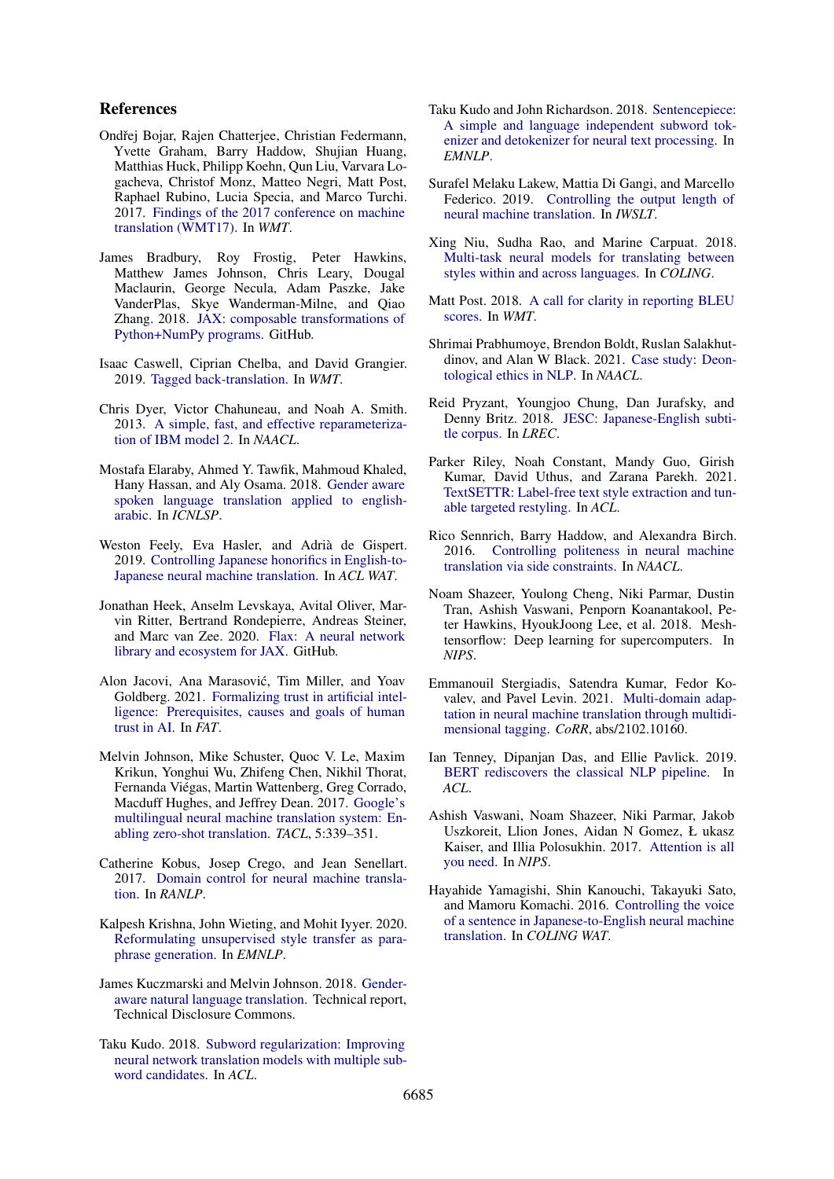## References

Ondřej Bojar, Rajen Chatterjee, Christian Federmann, Yvette Graham, Barry Haddow, Shujian Huang, Matthias Huck, Philipp Koehn, Qun Liu, Varvara Logacheva, Christof Monz, Matteo Negri, Matt Post, Raphael Rubino, Lucia Specia, and Marco Turchi. 2017. Findings of the 2017 conference on machine translation (WMT17). In *WMT*.

James Bradbury, Roy Frostig, Peter Hawkins, Matthew James Johnson, Chris Leary, Dougal Maclaurin, George Necula, Adam Paszke, Jake VanderPlas, Skye Wanderman-Milne, and Qiao Zhang. 2018. JAX: composable transformations of Python+NumPy programs. GitHub.

Isaac Caswell, Ciprian Chelba, and David Grangier. 2019. Tagged back-translation. In *WMT*.

Chris Dyer, Victor Chahuneau, and Noah A. Smith. 2013. A simple, fast, and effective reparameterization of IBM model 2. In *NAACL*.

Mostafa Elaraby, Ahmed Y. Tawfik, Mahmoud Khaled, Hany Hassan, and Aly Osama. 2018. Gender aware spoken language translation applied to english-arabic. In *ICNLSP*.

Weston Feely, Eva Hasler, and Adrià de Gispert. 2019. Controlling Japanese honorifics in English-to-Japanese neural machine translation. In *ACL WAT*.

Jonathan Heek, Anselm Levskaya, Avital Oliver, Marvin Ritter, Bertrand Rondepierre, Andreas Steiner, and Marc van Zee. 2020. Flax: A neural network library and ecosystem for JAX. GitHub.

Alon Jacovi, Ana Marasović, Tim Miller, and Yoav Goldberg. 2021. Formalizing trust in artificial intelligence: Prerequisites, causes and goals of human trust in AI. In *FAT*.

Melvin Johnson, Mike Schuster, Quoc V. Le, Maxim Krikun, Yonghui Wu, Zhifeng Chen, Nikhil Thorat, Fernanda Viégas, Martin Wattenberg, Greg Corrado, Macduff Hughes, and Jeffrey Dean. 2017. Google's multilingual neural machine translation system: Enabling zero-shot translation. *TACL*, 5:339–351.

Catherine Kobus, Josep Crego, and Jean Senellart. 2017. Domain control for neural machine translation. In *RANLP*.

Kalpesh Krishna, John Wieting, and Mohit Iyyer. 2020. Reformulating unsupervised style transfer as paraphrase generation. In *EMNLP*.

James Kuczmarski and Melvin Johnson. 2018. Gender-aware natural language translation. Technical report, Technical Disclosure Commons.

Taku Kudo. 2018. Subword regularization: Improving neural network translation models with multiple subword candidates. In *ACL*.

Taku Kudo and John Richardson. 2018. Sentencepiece: A simple and language independent subword tokenizer and detokenizer for neural text processing. In *EMNLP*.

Surafel Melaku Lakew, Mattia Di Gangi, and Marcello Federico. 2019. Controlling the output length of neural machine translation. In *IWSLT*.

Xing Niu, Sudha Rao, and Marine Carpuat. 2018. Multi-task neural models for translating between styles within and across languages. In *COLING*.

Matt Post. 2018. A call for clarity in reporting BLEU scores. In *WMT*.

Shrimai Prabhumoye, Brendon Boldt, Ruslan Salakhutdinov, and Alan W Black. 2021. Case study: Deontological ethics in NLP. In *NAACL*.

Reid Pryzant, Youngjoo Chung, Dan Jurafsky, and Denny Britz. 2018. JESC: Japanese-English subtitle corpus. In *LREC*.

Parker Riley, Noah Constant, Mandy Guo, Girish Kumar, David Uthus, and Zarana Parekh. 2021. TextSETTR: Label-free text style extraction and tunable targeted restyling. In *ACL*.

Rico Sennrich, Barry Haddow, and Alexandra Birch. 2016. Controlling politeness in neural machine translation via side constraints. In *NAACL*.

Noam Shazeer, Youlong Cheng, Niki Parmar, Dustin Tran, Ashish Vaswani, Penporn Koanantakool, Peter Hawkins, HyoukJoong Lee, et al. 2018. Meshtensorflow: Deep learning for supercomputers. In *NIPS*.

Emmanouil Stergiadis, Satendra Kumar, Fedor Kovalev, and Pavel Levin. 2021. Multi-domain adaptation in neural machine translation through multidimensional tagging. *CoRR*, abs/2102.10160.

Ian Tenney, Dipanjan Das, and Ellie Pavlick. 2019. BERT rediscovers the classical NLP pipeline. In *ACL*.

Ashish Vaswani, Noam Shazeer, Niki Parmar, Jakob Uszkoreit, Llion Jones, Aidan N Gomez, Ł ukasz Kaiser, and Illia Polosukhin. 2017. Attention is all you need. In *NIPS*.

Hayahide Yamagishi, Shin Kanouchi, Takayuki Sato, and Mamoru Komachi. 2016. Controlling the voice of a sentence in Japanese-to-English neural machine translation. In *COLING WAT*.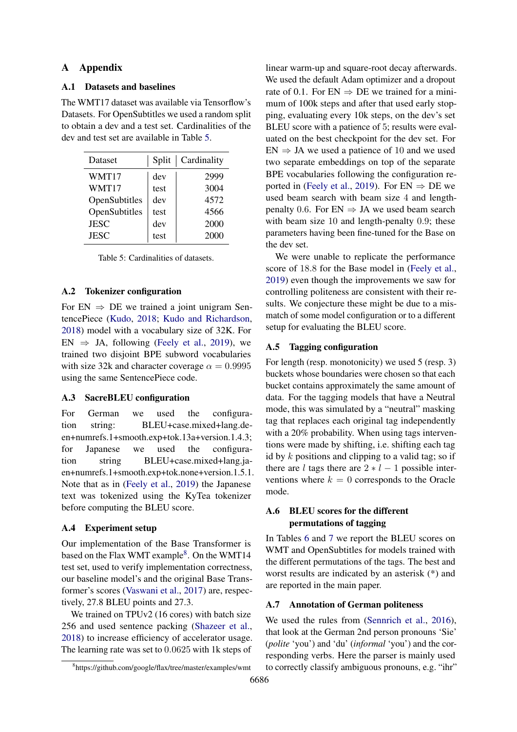# A Appendix

## A.1 Datasets and baselines

The WMT17 dataset was available via Tensorflow's Datasets. For OpenSubtitles we used a random split to obtain a dev and a test set. Cardinalities of the dev and test set are available in Table 5.

| Dataset | Split | Cardinality |
|---|---|---|
| WMT17 | dev | 2999 |
| WMT17 | test | 3004 |
| OpenSubtitles | dev | 4572 |
| OpenSubtitles | test | 4566 |
| JESC | dev | 2000 |
| JESC | test | 2000 |

Table 5: Cardinalities of datasets.

## A.2 Tokenizer configuration

For EN $\Rightarrow$ DE we trained a joint unigram SentencePiece (Kudo, 2018; Kudo and Richardson, 2018) model with a vocabulary size of 32K. For EN $\Rightarrow$ JA, following (Feely et al., 2019), we trained two disjoint BPE subword vocabularies with size 32k and character coverage $\alpha = 0.9995$ using the same SentencePiece code.

## A.3 SacreBLEU configuration

For German we used the configuration string: BLEU+case.mixed+lang.de-en+numrefs.1+smooth.exp+tok.13a+version.1.4.3; for Japanese we used the configuration string BLEU+case.mixed+lang.ja-en+numrefs.1+smooth.exp+tok.none+version.1.5.1. Note that as in (Feely et al., 2019) the Japanese text was tokenized using the KyTea tokenizer before computing the BLEU score.

## A.4 Experiment setup

Our implementation of the Base Transformer is based on the Flax WMT example[8]. On the WMT14 test set, used to verify implementation correctness, our baseline model's and the original Base Transformer's scores (Vaswani et al., 2017) are, respectively, 27.8 BLEU points and 27.3.

We trained on TPUv2 (16 cores) with batch size 256 and used sentence packing (Shazeer et al., 2018) to increase efficiency of accelerator usage. The learning rate was set to 0.0625 with 1k steps of linear warm-up and square-root decay afterwards. We used the default Adam optimizer and a dropout rate of 0.1. For EN $\Rightarrow$ DE we trained for a minimum of 100k steps and after that used early stopping, evaluating every 10k steps, on the dev's set BLEU score with a patience of 5; results were evaluated on the best checkpoint for the dev set. For EN $\Rightarrow$ JA we used a patience of 10 and we used two separate embeddings on top of the separate BPE vocabularies following the configuration reported in (Feely et al., 2019). For EN $\Rightarrow$ DE we used beam search with beam size 4 and length-penalty 0.6. For EN $\Rightarrow$ JA we used beam search with beam size 10 and length-penalty 0.9; these parameters having been fine-tuned for the Base on the dev set.

We were unable to replicate the performance score of 18.8 for the Base model in (Feely et al., 2019) even though the improvements we saw for controlling politeness are consistent with their results. We conjecture these might be due to a mismatch of some model configuration or to a different setup for evaluating the BLEU score.

[8] https://github.com/google/flax/tree/master/examples/wmt

## A.5 Tagging configuration

For length (resp. monotonicity) we used 5 (resp. 3) buckets whose boundaries were chosen so that each bucket contains approximately the same amount of data. For the tagging models that have a Neutral mode, this was simulated by a "neutral" masking tag that replaces each original tag independently with a 20% probability. When using tags interventions were made by shifting, i.e. shifting each tag id by $k$ positions and clipping to a valid tag; so if there are $l$ tags there are $2 * l - 1$ possible interventions where $k = 0$ corresponds to the Oracle mode.

## A.6 BLEU scores for the different permutations of tagging

In Tables 6 and 7 we report the BLEU scores on WMT and OpenSubtitles for models trained with the different permutations of the tags. The best and worst results are indicated by an asterisk (*) and are reported in the main paper.

## A.7 Annotation of German politeness

We used the rules from (Sennrich et al., 2016), that look at the German 2nd person pronouns 'Sie' (*polite* 'you') and 'du' (*informal* 'you') and the corresponding verbs. Here the parser is mainly used to correctly classify ambiguous pronouns, e.g. "ihr"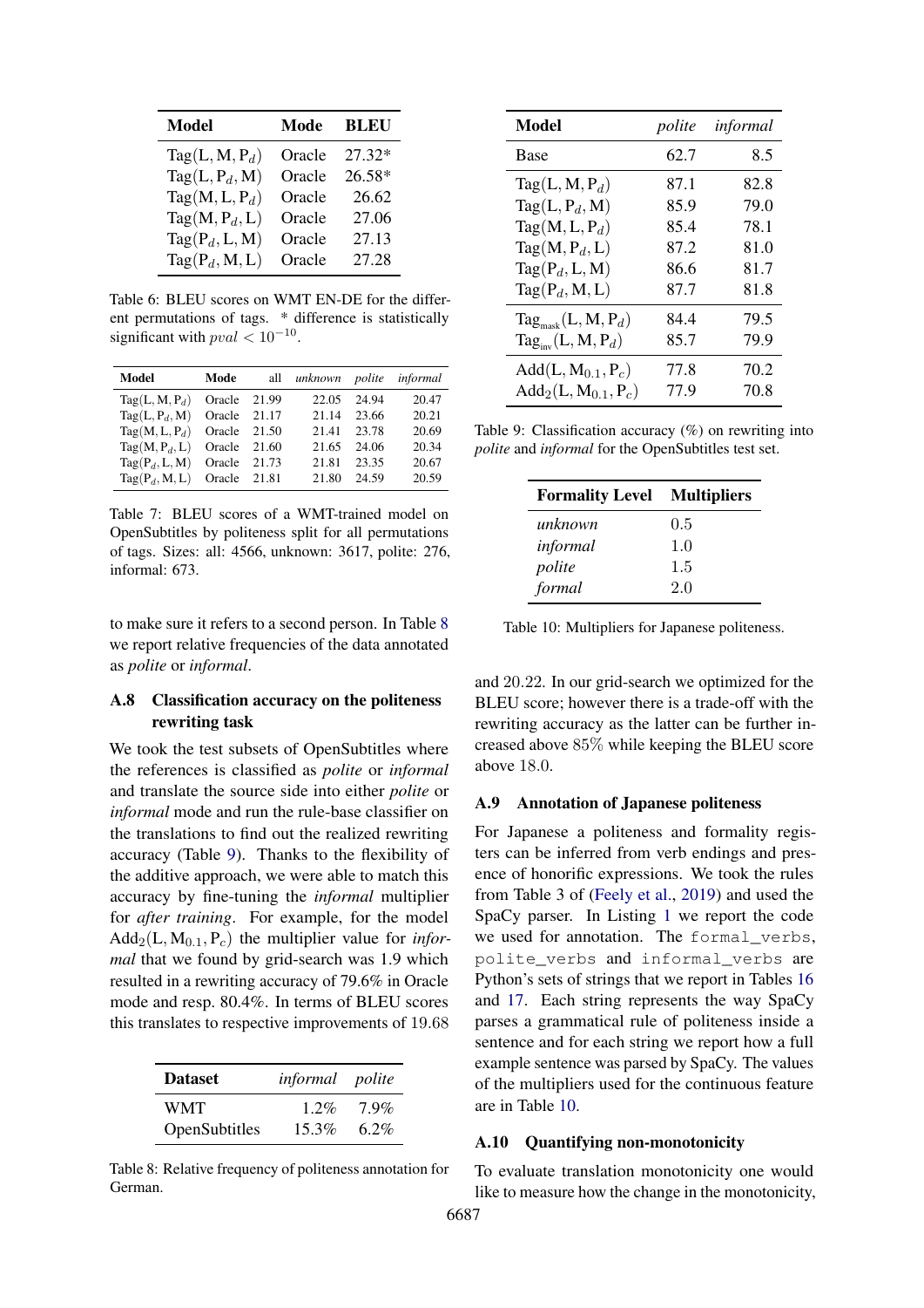| Model | Mode | BLEU |
|---|---|---|
| $\text{Tag}(\text{L}, \text{M}, \text{P}_d)$ | Oracle | 27.32* |
| $\text{Tag}(\text{L}, \text{P}_d, \text{M})$ | Oracle | 26.58* |
| $\text{Tag}(\text{M}, \text{L}, \text{P}_d)$ | Oracle | 26.62 |
| $\text{Tag}(\text{M}, \text{P}_d, \text{L})$ | Oracle | 27.06 |
| $\text{Tag}(\text{P}_d, \text{L}, \text{M})$ | Oracle | 27.13 |
| $\text{Tag}(\text{P}_d, \text{M}, \text{L})$ | Oracle | 27.28 |

Table 6: BLEU scores on WMT EN-DE for the different permutations of tags. * difference is statistically significant with $pval < 10^{-10}$.

| Model | Mode | all | *unknown* | *polite* | *informal* |
|---|---|---|---|---|---|
| $\text{Tag}(\text{L}, \text{M}, \text{P}_d)$ | Oracle | 21.99 | 22.05 | 24.94 | 20.47 |
| $\text{Tag}(\text{L}, \text{P}_d, \text{M})$ | Oracle | 21.17 | 21.14 | 23.66 | 20.21 |
| $\text{Tag}(\text{M}, \text{L}, \text{P}_d)$ | Oracle | 21.50 | 21.41 | 23.78 | 20.69 |
| $\text{Tag}(\text{M}, \text{P}_d, \text{L})$ | Oracle | 21.60 | 21.65 | 24.06 | 20.34 |
| $\text{Tag}(\text{P}_d, \text{L}, \text{M})$ | Oracle | 21.73 | 21.81 | 23.35 | 20.67 |
| $\text{Tag}(\text{P}_d, \text{M}, \text{L})$ | Oracle | 21.81 | 21.80 | 24.59 | 20.59 |

Table 7: BLEU scores of a WMT-trained model on OpenSubtitles by politeness split for all permutations of tags. Sizes: all: 4566, unknown: 3617, polite: 276, informal: 673.

to make sure it refers to a second person. In Table 8 we report relative frequencies of the data annotated as *polite* or *informal*.

### A.8 Classification accuracy on the politeness rewriting task

We took the test subsets of OpenSubtitles where the references is classified as *polite* or *informal* and translate the source side into either *polite* or *informal* mode and run the rule-base classifier on the translations to find out the realized rewriting accuracy (Table 9). Thanks to the flexibility of the additive approach, we were able to match this accuracy by fine-tuning the *informal* multiplier for *after training*. For example, for the model $\text{Add}_2(\text{L}, \text{M}_{0.1}, \text{P}_c)$ the multiplier value for *informal* that we found by grid-search was 1.9 which resulted in a rewriting accuracy of 79.6% in Oracle mode and resp. 80.4%. In terms of BLEU scores this translates to respective improvements of 19.68 and 20.22. In our grid-search we optimized for the BLEU score; however there is a trade-off with the rewriting accuracy as the latter can be further increased above 85% while keeping the BLEU score above 18.0.

| Dataset | *informal* | *polite* |
|---|---|---|
| WMT | 1.2% | 7.9% |
| OpenSubtitles | 15.3% | 6.2% |

Table 8: Relative frequency of politeness annotation for German.

| Model | *polite* | *informal* |
|---|---|---|
| Base | 62.7 | 8.5 |
| $\text{Tag}(\text{L}, \text{M}, \text{P}_d)$ | 87.1 | 82.8 |
| $\text{Tag}(\text{L}, \text{P}_d, \text{M})$ | 85.9 | 79.0 |
| $\text{Tag}(\text{M}, \text{L}, \text{P}_d)$ | 85.4 | 78.1 |
| $\text{Tag}(\text{M}, \text{P}_d, \text{L})$ | 87.2 | 81.0 |
| $\text{Tag}(\text{P}_d, \text{L}, \text{M})$ | 86.6 | 81.7 |
| $\text{Tag}(\text{P}_d, \text{M}, \text{L})$ | 87.7 | 81.8 |
| $\text{Tag}_{\text{mask}}(\text{L}, \text{M}, \text{P}_d)$ | 84.4 | 79.5 |
| $\text{Tag}_{\text{inv}}(\text{L}, \text{M}, \text{P}_d)$ | 85.7 | 79.9 |
| $\text{Add}(\text{L}, \text{M}_{0.1}, \text{P}_c)$ | 77.8 | 70.2 |
| $\text{Add}_2(\text{L}, \text{M}_{0.1}, \text{P}_c)$ | 77.9 | 70.8 |

Table 9: Classification accuracy (%) on rewriting into *polite* and *informal* for the OpenSubtitles test set.

| Formality Level | Multipliers |
|---|---|
| *unknown* | 0.5 |
| *informal* | 1.0 |
| *polite* | 1.5 |
| *formal* | 2.0 |

Table 10: Multipliers for Japanese politeness.

### A.9 Annotation of Japanese politeness

For Japanese a politeness and formality registers can be inferred from verb endings and presence of honorific expressions. We took the rules from Table 3 of (Feely et al., 2019) and used the SpaCy parser. In Listing 1 we report the code we used for annotation. The `formal_verbs`, `polite_verbs` and `informal_verbs` are Python's sets of strings that we report in Tables 16 and 17. Each string represents the way SpaCy parses a grammatical rule of politeness inside a sentence and for each string we report how a full example sentence was parsed by SpaCy. The values of the multipliers used for the continuous feature are in Table 10.

### A.10 Quantifying non-monotonicity

To evaluate translation monotonicity one would like to measure how the change in the monotonicity,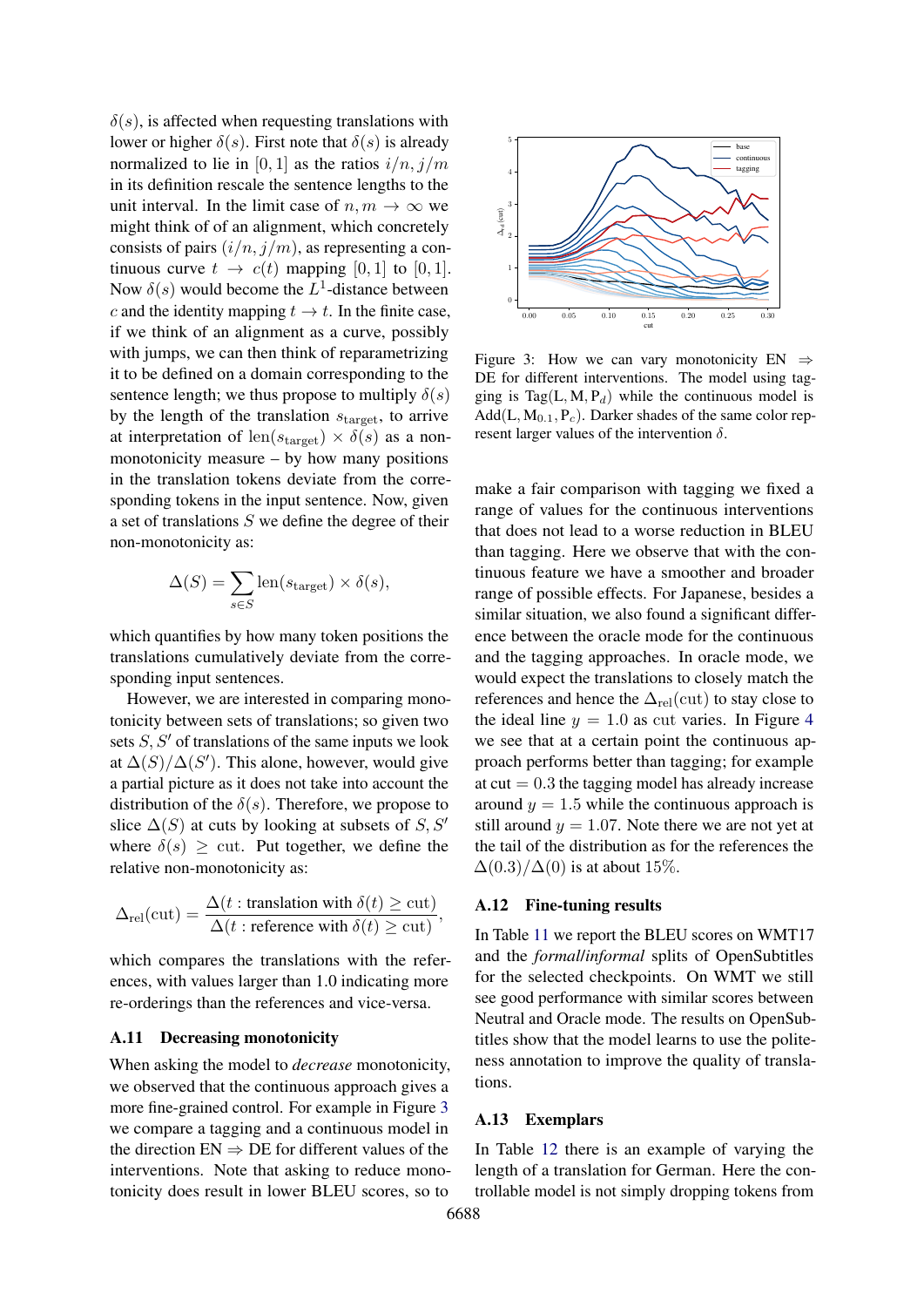$\delta(s)$, is affected when requesting translations with lower or higher $\delta(s)$. First note that $\delta(s)$ is already normalized to lie in $[0, 1]$ as the ratios $i/n, j/m$ in its definition rescale the sentence lengths to the unit interval. In the limit case of $n, m \to \infty$ we might think of of an alignment, which concretely consists of pairs $(i/n, j/m)$, as representing a continuous curve $t \to c(t)$ mapping $[0, 1]$ to $[0, 1]$. Now $\delta(s)$ would become the $L^1$-distance between $c$ and the identity mapping $t \to t$. In the finite case, if we think of an alignment as a curve, possibly with jumps, we can then think of reparametrizing it to be defined on a domain corresponding to the sentence length; we thus propose to multiply $\delta(s)$ by the length of the translation $s_{\text{target}}$, to arrive at interpretation of $\text{len}(s_{\text{target}}) \times \delta(s)$ as a non-monotonicity measure – by how many positions in the translation tokens deviate from the corresponding tokens in the input sentence. Now, given a set of translations $S$ we define the degree of their non-monotonicity as:

$$\Delta(S) = \sum_{s \in S} \text{len}(s_{\text{target}}) \times \delta(s),$$

which quantifies by how many token positions the translations cumulatively deviate from the corresponding input sentences.

However, we are interested in comparing monotonicity between sets of translations; so given two sets $S, S'$ of translations of the same inputs we look at $\Delta(S)/\Delta(S')$. This alone, however, would give a partial picture as it does not take into account the distribution of the $\delta(s)$. Therefore, we propose to slice $\Delta(S)$ at cuts by looking at subsets of $S, S'$ where $\delta(s) \geq \text{cut}$. Put together, we define the relative non-monotonicity as:

$$\Delta_{\text{rel}}(\text{cut}) = \frac{\Delta(t : \text{translation with } \delta(t) \geq \text{cut})}{\Delta(t : \text{reference with } \delta(t) \geq \text{cut})},$$

which compares the translations with the references, with values larger than 1.0 indicating more re-orderings than the references and vice-versa.

### A.11 Decreasing monotonicity

When asking the model to *decrease* monotonicity, we observed that the continuous approach gives a more fine-grained control. For example in Figure 3 we compare a tagging and a continuous model in the direction EN ⇒ DE for different values of the interventions. Note that asking to reduce monotonicity does result in lower BLEU scores, so to make a fair comparison with tagging we fixed a range of values for the continuous interventions that does not lead to a worse reduction in BLEU than tagging. Here we observe that with the continuous feature we have a smoother and broader range of possible effects. For Japanese, besides a similar situation, we also found a significant difference between the oracle mode for the continuous and the tagging approaches. In oracle mode, we would expect the translations to closely match the references and hence the $\Delta_{\text{rel}}(\text{cut})$ to stay close to the ideal line $y = 1.0$ as cut varies. In Figure 4 we see that at a certain point the continuous approach performs better than tagging; for example at cut $= 0.3$ the tagging model has already increase around $y = 1.5$ while the continuous approach is still around $y = 1.07$. Note there we are not yet at the tail of the distribution as for the references the $\Delta(0.3)/\Delta(0)$ is at about 15%.

Figure 3: How we can vary monotonicity EN ⇒ DE for different interventions. The model using tagging is $\text{Tag}(\text{L}, \text{M}, \text{P}_d)$ while the continuous model is $\text{Add}(\text{L}, \text{M}_{0.1}, \text{P}_c)$. Darker shades of the same color represent larger values of the intervention $\delta$.

### A.12 Fine-tuning results

In Table 11 we report the BLEU scores on WMT17 and the *formal*/*informal* splits of OpenSubtitles for the selected checkpoints. On WMT we still see good performance with similar scores between Neutral and Oracle mode. The results on OpenSubtitles show that the model learns to use the politeness annotation to improve the quality of translations.

### A.13 Exemplars

In Table 12 there is an example of varying the length of a translation for German. Here the controllable model is not simply dropping tokens from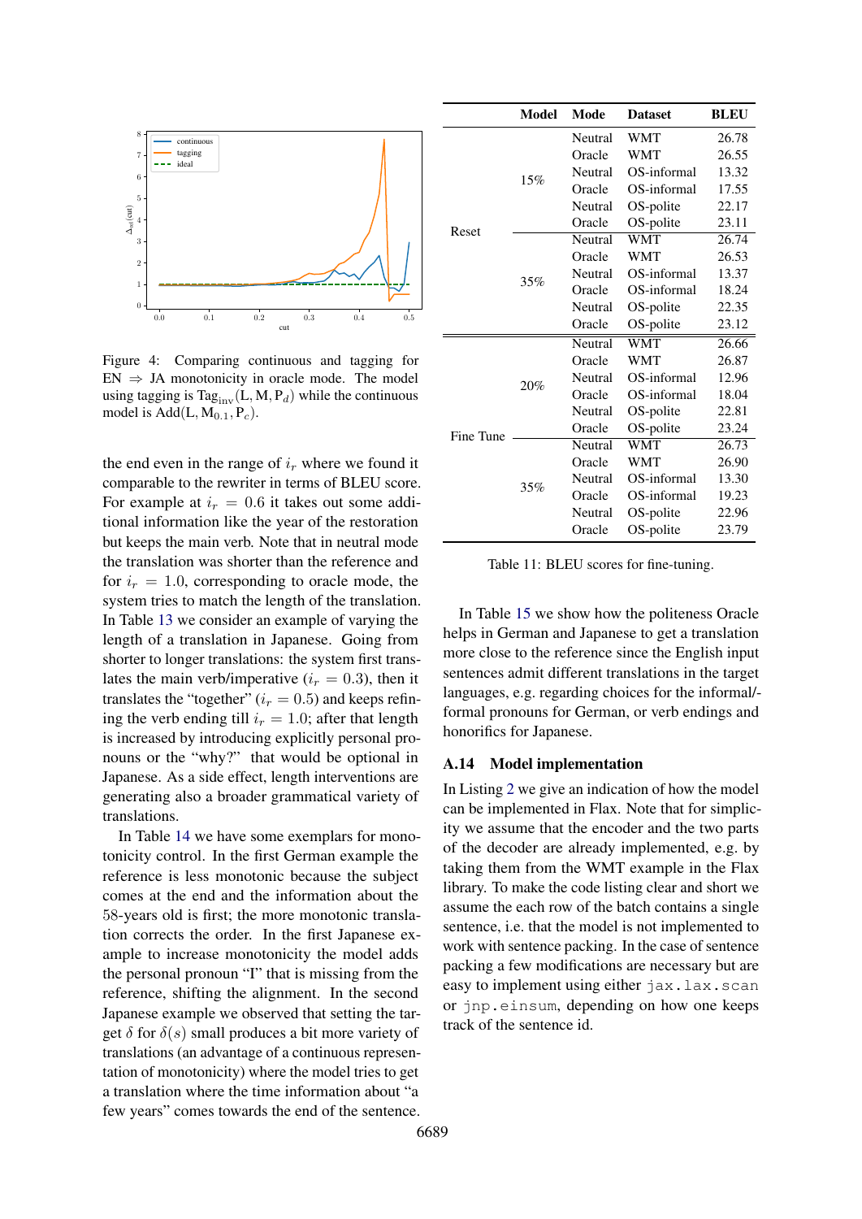Figure 4: Comparing continuous and tagging for EN ⇒ JA monotonicity in oracle mode. The model using tagging is $\text{Tag}_{\text{inv}}(\text{L}, \text{M}, \text{P}_d)$ while the continuous model is $\text{Add}(\text{L}, \text{M}_{0.1}, \text{P}_c)$.

the end even in the range of $i_r$ where we found it comparable to the rewriter in terms of BLEU score. For example at $i_r = 0.6$ it takes out some additional information like the year of the restoration but keeps the main verb. Note that in neutral mode the translation was shorter than the reference and for $i_r = 1.0$, corresponding to oracle mode, the system tries to match the length of the translation. In Table 13 we consider an example of varying the length of a translation in Japanese. Going from shorter to longer translations: the system first translates the main verb/imperative ($i_r = 0.3$), then it translates the "together" ($i_r = 0.5$) and keeps refining the verb ending till $i_r = 1.0$; after that length is increased by introducing explicitly personal pronouns or the "why?" that would be optional in Japanese. As a side effect, length interventions are generating also a broader grammatical variety of translations.

In Table 14 we have some exemplars for monotonicity control. In the first German example the reference is less monotonic because the subject comes at the end and the information about the 58-years old is first; the more monotonic translation corrects the order. In the first Japanese example to increase monotonicity the model adds the personal pronoun "I" that is missing from the reference, shifting the alignment. In the second Japanese example we observed that setting the target $\delta$ for $\delta(s)$ small produces a bit more variety of translations (an advantage of a continuous representation of monotonicity) where the model tries to get a translation where the time information about "a few years" comes towards the end of the sentence.

| | Model | Mode | Dataset | BLEU |
|---|---|---|---|---|
| Reset | 15% | Neutral | WMT | 26.78 |
| | | Oracle | WMT | 26.55 |
| | | Neutral | OS-informal | 13.32 |
| | | Oracle | OS-informal | 17.55 |
| | | Neutral | OS-polite | 22.17 |
| | | Oracle | OS-polite | 23.11 |
| | 35% | Neutral | WMT | 26.74 |
| | | Oracle | WMT | 26.53 |
| | | Neutral | OS-informal | 13.37 |
| | | Oracle | OS-informal | 18.24 |
| | | Neutral | OS-polite | 22.35 |
| | | Oracle | OS-polite | 23.12 |
| Fine Tune | 20% | Neutral | WMT | 26.66 |
| | | Oracle | WMT | 26.87 |
| | | Neutral | OS-informal | 12.96 |
| | | Oracle | OS-informal | 18.04 |
| | | Neutral | OS-polite | 22.81 |
| | | Oracle | OS-polite | 23.24 |
| | 35% | Neutral | WMT | 26.73 |
| | | Oracle | WMT | 26.90 |
| | | Neutral | OS-informal | 13.30 |
| | | Oracle | OS-informal | 19.23 |
| | | Neutral | OS-polite | 22.96 |
| | | Oracle | OS-polite | 23.79 |

Table 11: BLEU scores for fine-tuning.

In Table 15 we show how the politeness Oracle helps in German and Japanese to get a translation more close to the reference since the English input sentences admit different translations in the target languages, e.g. regarding choices for the informal/formal pronouns for German, or verb endings and honorifics for Japanese.

## A.14 Model implementation

In Listing 2 we give an indication of how the model can be implemented in Flax. Note that for simplicity we assume that the encoder and the two parts of the decoder are already implemented, e.g. by taking them from the WMT example in the Flax library. To make the code listing clear and short we assume the each row of the batch contains a single sentence, i.e. that the model is not implemented to work with sentence packing. In the case of sentence packing a few modifications are necessary but are easy to implement using either `jax.lax.scan` or `jnp.einsum`, depending on how one keeps track of the sentence id.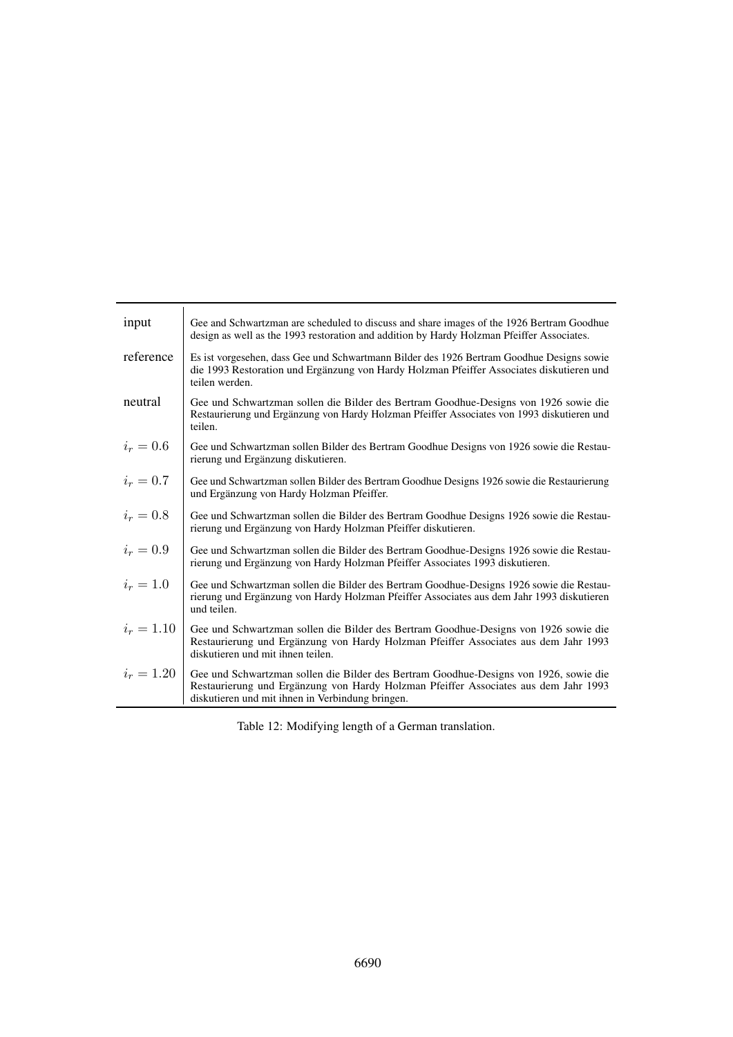| | |
|---|---|
| input | Gee and Schwartzman are scheduled to discuss and share images of the 1926 Bertram Goodhue design as well as the 1993 restoration and addition by Hardy Holzman Pfeiffer Associates. |
| reference | Es ist vorgesehen, dass Gee und Schwartmann Bilder des 1926 Bertram Goodhue Designs sowie die 1993 Restoration und Ergänzung von Hardy Holzman Pfeiffer Associates diskutieren und teilen werden. |
| neutral | Gee und Schwartzman sollen die Bilder des Bertram Goodhue-Designs von 1926 sowie die Restaurierung und Ergänzung von Hardy Holzman Pfeiffer Associates von 1993 diskutieren und teilen. |
| $i_r = 0.6$ | Gee und Schwartzman sollen Bilder des Bertram Goodhue Designs von 1926 sowie die Restaurierung und Ergänzung diskutieren. |
| $i_r = 0.7$ | Gee und Schwartzman sollen Bilder des Bertram Goodhue Designs 1926 sowie die Restaurierung und Ergänzung von Hardy Holzman Pfeiffer. |
| $i_r = 0.8$ | Gee und Schwartzman sollen die Bilder des Bertram Goodhue Designs 1926 sowie die Restaurierung und Ergänzung von Hardy Holzman Pfeiffer diskutieren. |
| $i_r = 0.9$ | Gee und Schwartzman sollen die Bilder des Bertram Goodhue-Designs 1926 sowie die Restaurierung und Ergänzung von Hardy Holzman Pfeiffer Associates 1993 diskutieren. |
| $i_r = 1.0$ | Gee und Schwartzman sollen die Bilder des Bertram Goodhue-Designs 1926 sowie die Restaurierung und Ergänzung von Hardy Holzman Pfeiffer Associates aus dem Jahr 1993 diskutieren und teilen. |
| $i_r = 1.10$ | Gee und Schwartzman sollen die Bilder des Bertram Goodhue-Designs von 1926 sowie die Restaurierung und Ergänzung von Hardy Holzman Pfeiffer Associates aus dem Jahr 1993 diskutieren und mit ihnen teilen. |
| $i_r = 1.20$ | Gee und Schwartzman sollen die Bilder des Bertram Goodhue-Designs von 1926, sowie die Restaurierung und Ergänzung von Hardy Holzman Pfeiffer Associates aus dem Jahr 1993 diskutieren und mit ihnen in Verbindung bringen. |

Table 12: Modifying length of a German translation.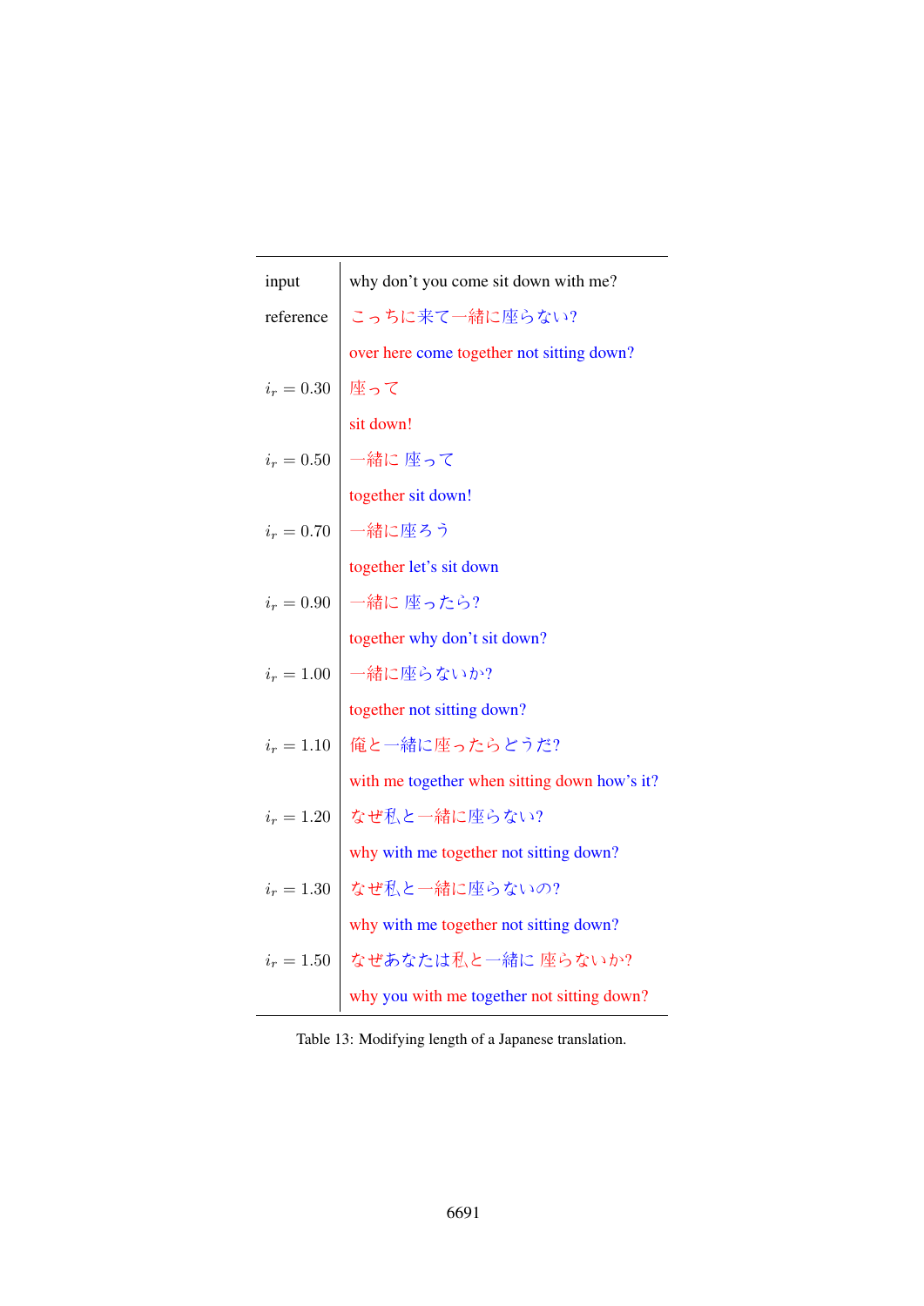| | |
|---|---|
| input | why don't you come sit down with me? |
| reference | こっちに来て一緒に座らない? |
| | over here come together not sitting down? |
| $i_r = 0.30$ | 座って |
| | sit down! |
| $i_r = 0.50$ | 一緒に 座って |
| | together sit down! |
| $i_r = 0.70$ | 一緒に座ろう |
| | together let's sit down |
| $i_r = 0.90$ | 一緒に 座ったら? |
| | together why don't sit down? |
| $i_r = 1.00$ | 一緒に座らないか? |
| | together not sitting down? |
| $i_r = 1.10$ | 俺と一緒に座ったらどうだ? |
| | with me together when sitting down how's it? |
| $i_r = 1.20$ | なぜ私と一緒に座らない? |
| | why with me together not sitting down? |
| $i_r = 1.30$ | なぜ私と一緒に座らないの? |
| | why with me together not sitting down? |
| $i_r = 1.50$ | なぜあなたは私と一緒に 座らないか? |
| | why you with me together not sitting down? |

Table 13: Modifying length of a Japanese translation.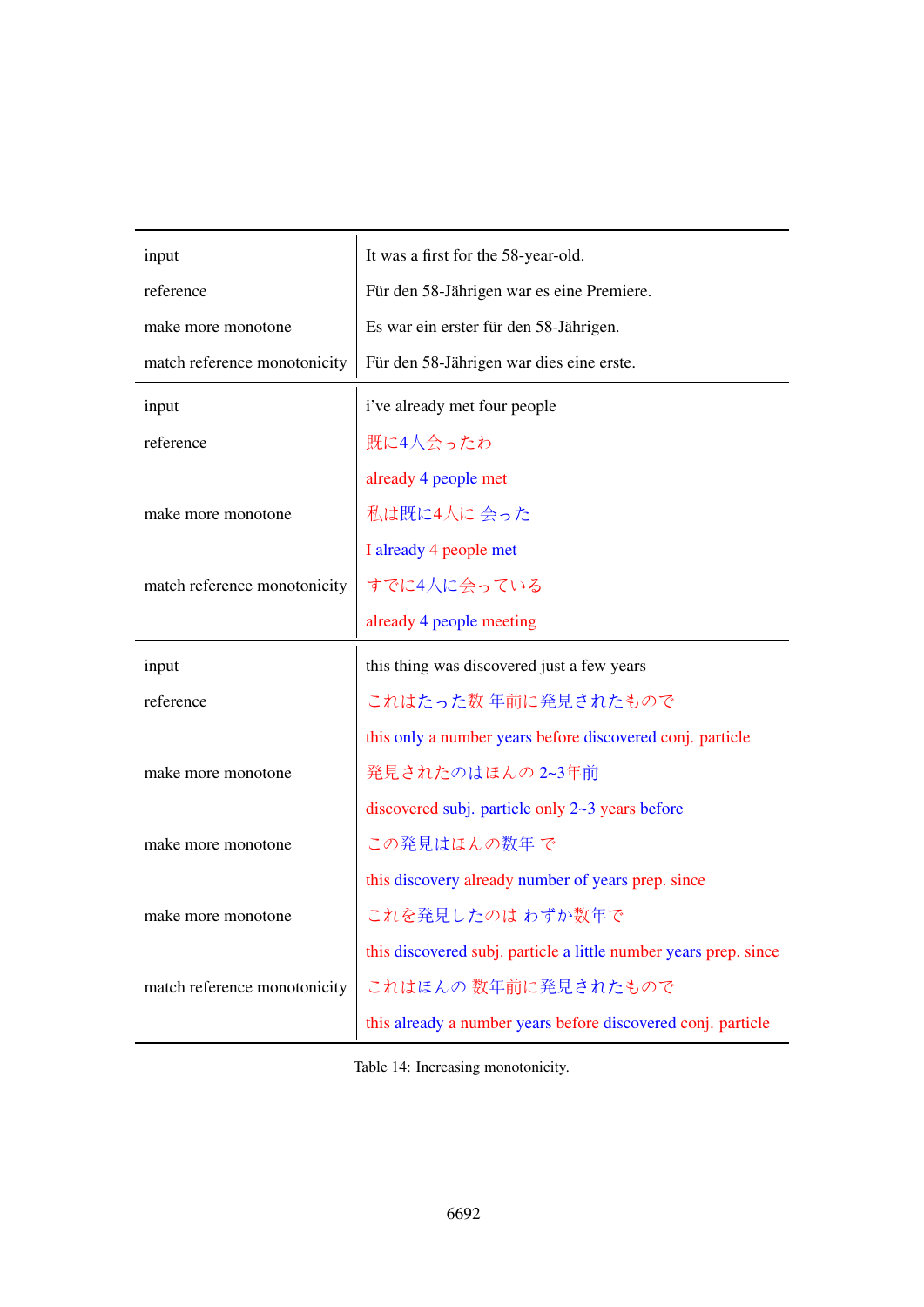| | |
|---|---|
| input | It was a first for the 58-year-old. |
| reference | Für den 58-Jährigen war es eine Premiere. |
| make more monotone | Es war ein erster für den 58-Jährigen. |
| match reference monotonicity | Für den 58-Jährigen war dies eine erste. |
| input | i've already met four people |
| reference | 既に4人会ったわ |
| | already 4 people met |
| make more monotone | 私は既に4人に 会った |
| | I already 4 people met |
| match reference monotonicity | すでに4人に会っている |
| | already 4 people meeting |
| input | this thing was discovered just a few years |
| reference | これはたった数 年前に発見されたもので |
| | this only a number years before discovered conj. particle |
| make more monotone | 発見されたのはほんの 2~3年前 |
| | discovered subj. particle only 2~3 years before |
| make more monotone | この発見はほんの数年 で |
| | this discovery already number of years prep. since |
| make more monotone | これを発見したのは わずか数年で |
| | this discovered subj. particle a little number years prep. since |
| match reference monotonicity | これはほんの 数年前に発見されたもので |
| | this already a number years before discovered conj. particle |

Table 14: Increasing monotonicity.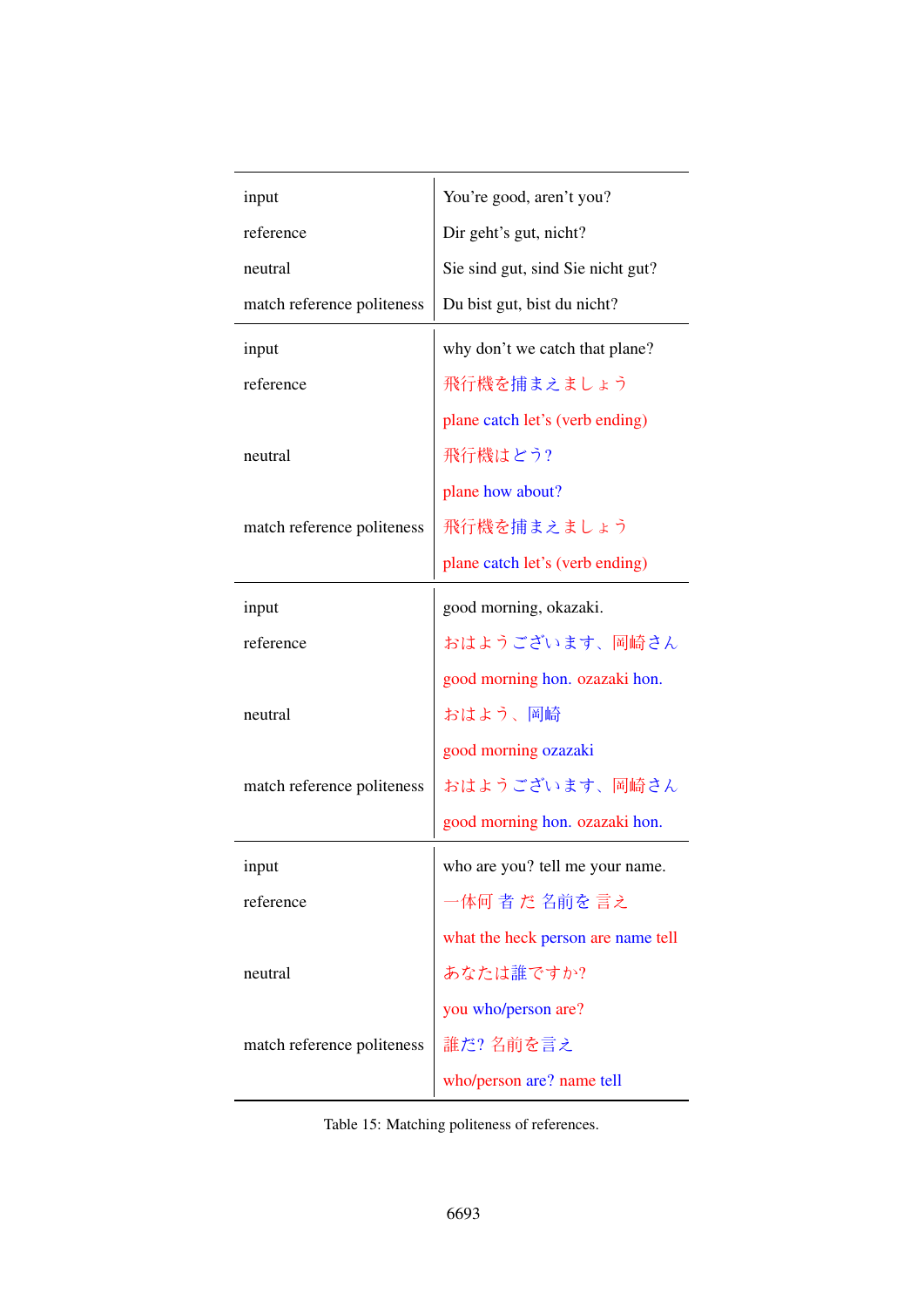| | |
|---|---|
| input | You're good, aren't you? |
| reference | Dir geht's gut, nicht? |
| neutral | Sie sind gut, sind Sie nicht gut? |
| match reference politeness | Du bist gut, bist du nicht? |
| input | why don't we catch that plane? |
| reference | 飛行機を捕まえましょう |
| | plane catch let's (verb ending) |
| neutral | 飛行機はどう? |
| | plane how about? |
| match reference politeness | 飛行機を捕まえましょう |
| | plane catch let's (verb ending) |
| input | good morning, okazaki. |
| reference | おはようございます、岡崎さん |
| | good morning hon. ozazaki hon. |
| neutral | おはよう、岡崎 |
| | good morning ozazaki |
| match reference politeness | おはようございます、岡崎さん |
| | good morning hon. ozazaki hon. |
| input | who are you? tell me your name. |
| reference | 一体何 者 だ 名前を 言え |
| | what the heck person are name tell |
| neutral | あなたは誰ですか? |
| | you who/person are? |
| match reference politeness | 誰だ? 名前を言え |
| | who/person are? name tell |

Table 15: Matching politeness of references.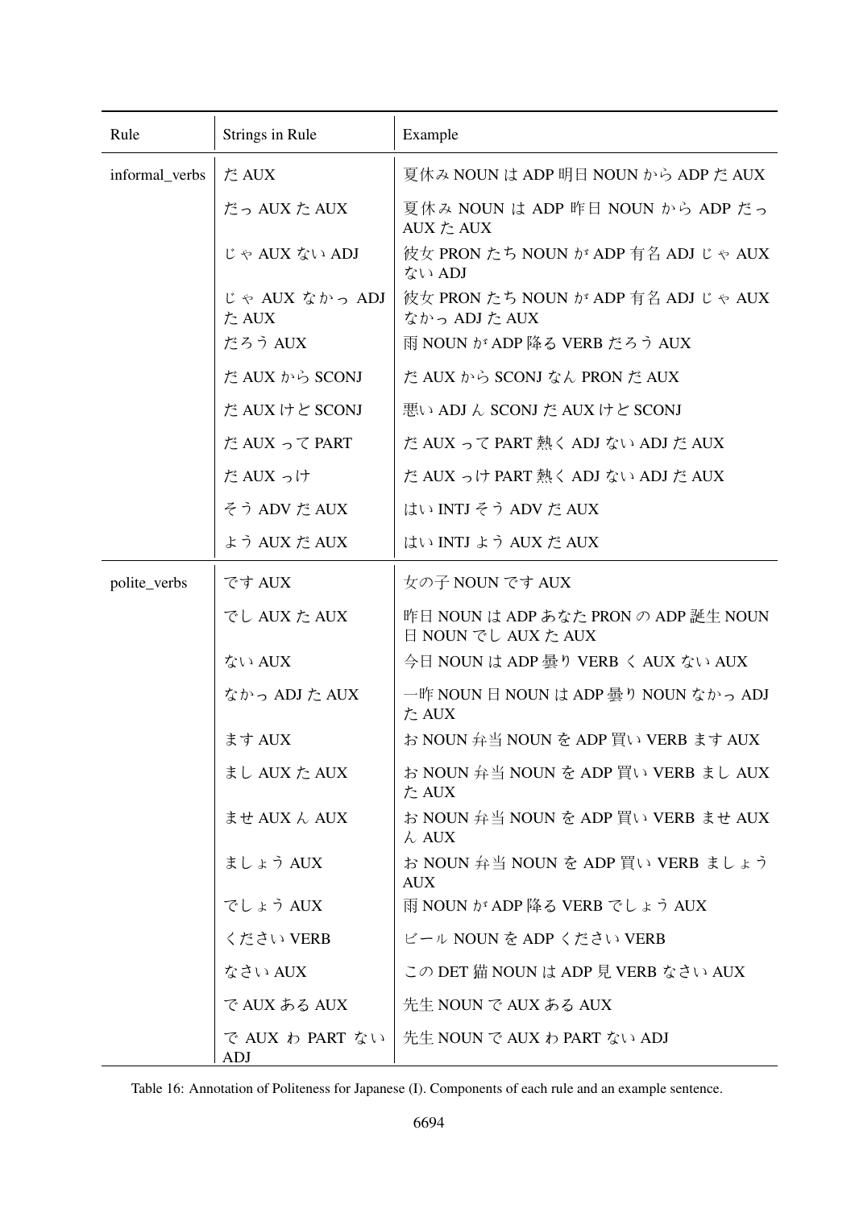| Rule | Strings in Rule | Example |
|---|---|---|
| informal_verbs | だ AUX | 夏休み NOUN は ADP 明日 NOUN から ADP だ AUX |
| | だっ AUX た AUX | 夏休み NOUN は ADP 昨日 NOUN から ADP だっ AUX た AUX |
| | じゃ AUX ない ADJ | 彼女 PRON たち NOUN が ADP 有名 ADJ じゃ AUX ない ADJ |
| | じゃ AUX なかっ ADJ た AUX | 彼女 PRON たち NOUN が ADP 有名 ADJ じゃ AUX なかっ ADJ た AUX |
| | だろう AUX | 雨 NOUN が ADP 降る VERB だろう AUX |
| | だ AUX から SCONJ | だ AUX から SCONJ なん PRON だ AUX |
| | だ AUX けど SCONJ | 悪い ADJ ん SCONJ だ AUX けど SCONJ |
| | だ AUX って PART | だ AUX って PART 熱く ADJ ない ADJ だ AUX |
| | だ AUX っけ | だ AUX っけ PART 熱く ADJ ない ADJ だ AUX |
| | そう ADV だ AUX | はい INTJ そう ADV だ AUX |
| | よう AUX だ AUX | はい INTJ よう AUX だ AUX |
| polite_verbs | です AUX | 女の子 NOUN です AUX |
| | でし AUX た AUX | 昨日 NOUN は ADP あなた PRON の ADP 誕生 NOUN 日 NOUN でし AUX た AUX |
| | ない AUX | 今日 NOUN は ADP 曇り VERB く AUX ない AUX |
| | なかっ ADJ た AUX | 一昨 NOUN 日 NOUN は ADP 曇り NOUN なかっ ADJ た AUX |
| | ます AUX | お NOUN 弁当 NOUN を ADP 買い VERB ます AUX |
| | まし AUX た AUX | お NOUN 弁当 NOUN を ADP 買い VERB まし AUX た AUX |
| | ませ AUX ん AUX | お NOUN 弁当 NOUN を ADP 買い VERB ませ AUX ん AUX |
| | ましょう AUX | お NOUN 弁当 NOUN を ADP 買い VERB ましょう AUX |
| | でしょう AUX | 雨 NOUN が ADP 降る VERB でしょう AUX |
| | ください VERB | ビール NOUN を ADP ください VERB |
| | なさい AUX | この DET 猫 NOUN は ADP 見 VERB なさい AUX |
| | で AUX ある AUX | 先生 NOUN で AUX ある AUX |
| | で AUX わ PART ない ADJ | 先生 NOUN で AUX わ PART ない ADJ |

Table 16: Annotation of Politeness for Japanese (I). Components of each rule and an example sentence.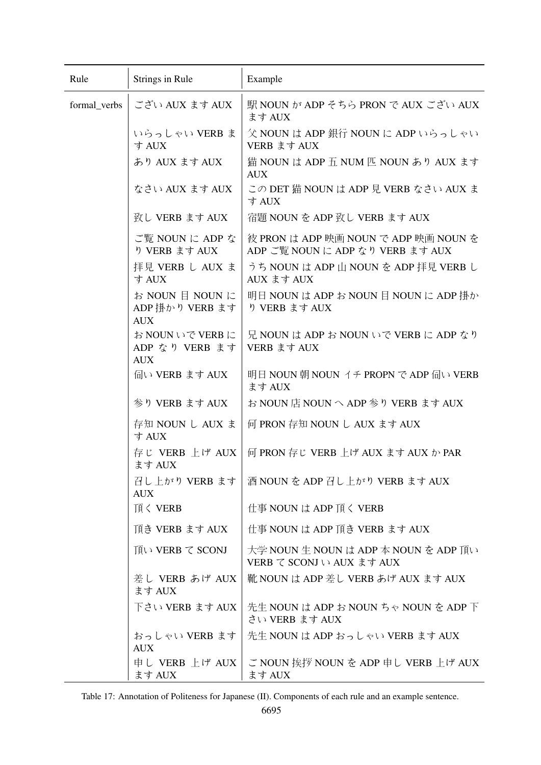| Rule | Strings in Rule | Example |
|---|---|---|
| formal_verbs | ござい AUX ます AUX | 駅 NOUN が ADP そちら PRON で AUX ござい AUX ます AUX |
| | いらっしゃい VERB ます AUX | 父 NOUN は ADP 銀行 NOUN に ADP いらっしゃい VERB ます AUX |
| | あり AUX ます AUX | 猫 NOUN は ADP 五 NUM 匹 NOUN あり AUX ます AUX |
| | なさい AUX ます AUX | この DET 猫 NOUN は ADP 見 VERB なさい AUX ます AUX |
| | 致し VERB ます AUX | 宿題 NOUN を ADP 致し VERB ます AUX |
| | ご覧 NOUN に ADP なり VERB ます AUX | 彼 PRON は ADP 映画 NOUN で ADP 映画 NOUN を ADP ご覧 NOUN に ADP なり VERB ます AUX |
| | 拝見 VERB し AUX ます AUX | うち NOUN は ADP 山 NOUN を ADP 拝見 VERB し AUX ます AUX |
| | お NOUN 目 NOUN に ADP 掛かり VERB ます AUX | 明日 NOUN は ADP お NOUN 目 NOUN に ADP 掛かり VERB ます AUX |
| | お NOUN いで VERB に ADP なり VERB ます AUX | 兄 NOUN は ADP お NOUN いで VERB に ADP なり VERB ます AUX |
| | 伺い VERB ます AUX | 明日 NOUN 朝 NOUN イチ PROPN で ADP 伺い VERB ます AUX |
| | 参り VERB ます AUX | お NOUN 店 NOUN へ ADP 参り VERB ます AUX |
| | 存知 NOUN し AUX ます AUX | 何 PRON 存知 NOUN し AUX ます AUX |
| | 存じ VERB 上げ AUX ます AUX | 何 PRON 存じ VERB 上げ AUX ます AUX か PAR |
| | 召し上がり VERB ます AUX | 酒 NOUN を ADP 召し上がり VERB ます AUX |
| | 頂く VERB | 仕事 NOUN は ADP 頂く VERB |
| | 頂き VERB ます AUX | 仕事 NOUN は ADP 頂き VERB ます AUX |
| | 頂い VERB て SCONJ | 大学 NOUN 生 NOUN は ADP 本 NOUN を ADP 頂い VERB て SCONJ い AUX ます AUX |
| | 差し VERB あげ AUX ます AUX | 靴 NOUN は ADP 差し VERB あげ AUX ます AUX |
| | 下さい VERB ます AUX | 先生 NOUN は ADP お NOUN ちゃ NOUN を ADP 下さい VERB ます AUX |
| | おっしゃい VERB ます AUX | 先生 NOUN は ADP おっしゃい VERB ます AUX |
| | 申し VERB 上げ AUX ます AUX | ご NOUN 挨拶 NOUN を ADP 申し VERB 上げ AUX ます AUX |

Table 17: Annotation of Politeness for Japanese (II). Components of each rule and an example sentence.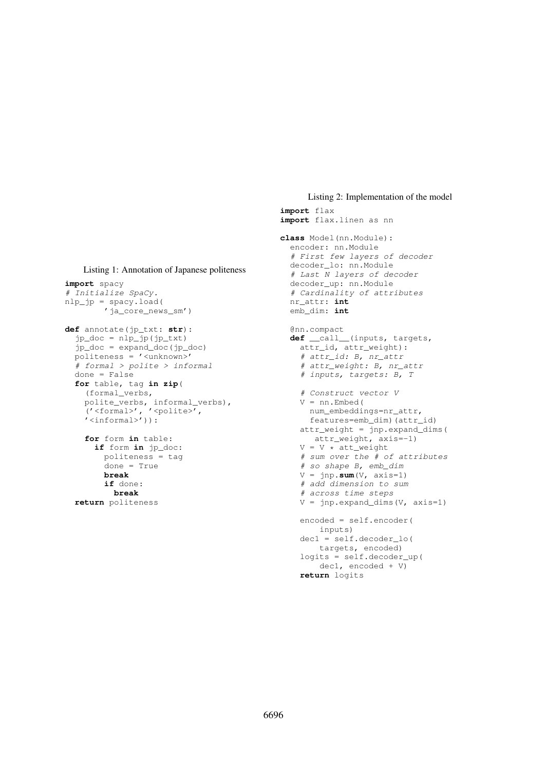Listing 1: Annotation of Japanese politeness

```
import spacy
# Initialize SpaCy.
nlp_jp = spacy.load(
        'ja_core_news_sm')

def annotate(jp_txt: str):
  jp_doc = nlp_jp(jp_txt)
  jp_doc = expand_doc(jp_doc)
  politeness = '<unknown>'
  # formal > polite > informal
  done = False
  for table, tag in zip(
    (formal_verbs,
    polite_verbs, informal_verbs),
    ('<formal>', '<polite>',
    '<informal>')):

    for form in table:
      if form in jp_doc:
        politeness = tag
        done = True
        break
        if done:
          break
  return politeness
```

Listing 2: Implementation of the model

```
import flax
import flax.linen as nn

class Model(nn.Module):
  encoder: nn.Module
  # First few layers of decoder
  decoder_lo: nn.Module
  # Last N layers of decoder
  decoder_up: nn.Module
  # Cardinality of attributes
  nr_attr: int
  emb_dim: int

  @nn.compact
  def __call__(inputs, targets,
    attr_id, attr_weight):
    # attr_id: B, nr_attr
    # attr_weight: B, nr_attr
    # inputs, targets: B, T

    # Construct vector V
    V = nn.Embed(
      num_embeddings=nr_attr,
      features=emb_dim)(attr_id)
    attr_weight = jnp.expand_dims(
       attr_weight, axis=-1)
    V = V * att_weight
    # sum over the # of attributes
    # so shape B, emb_dim
    V = jnp.sum(V, axis=1)
    # add dimension to sum
    # across time steps
    V = jnp.expand_dims(V, axis=1)

    encoded = self.encoder(
        inputs)
    dec1 = self.decoder_lo(
        targets, encoded)
    logits = self.decoder_up(
        dec1, encoded + V)
    return logits
```